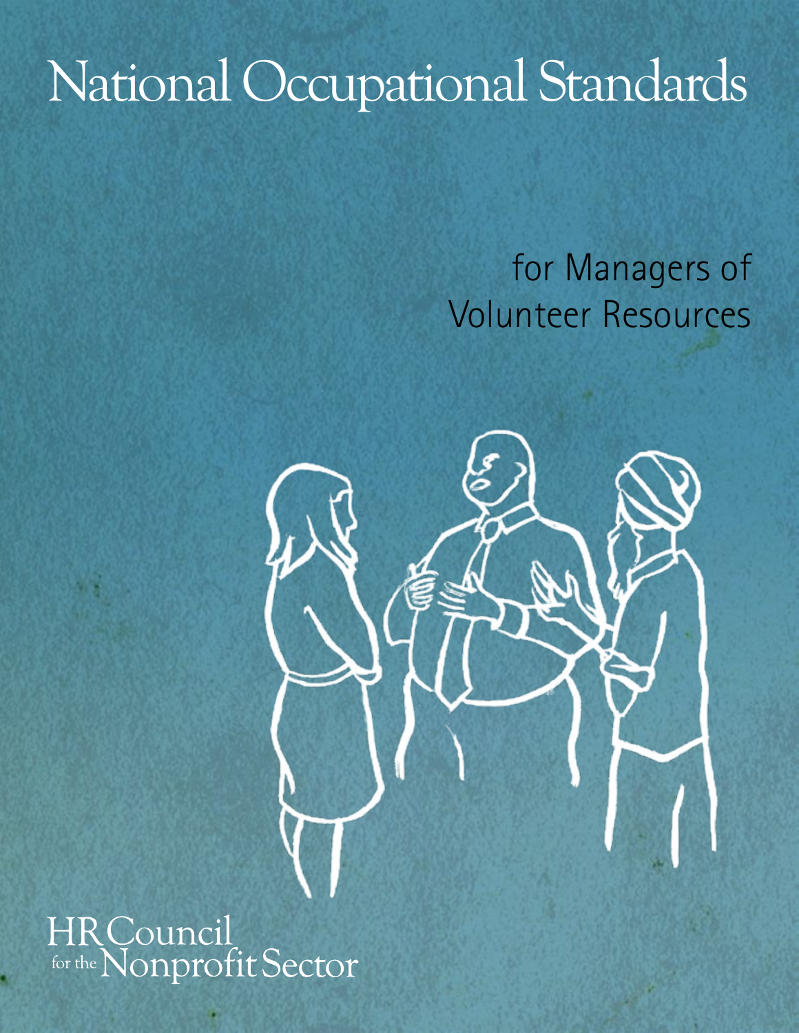# National Occupational Standards

## for Managers of Volunteer Resources

HR Council for the Nonprofit Sector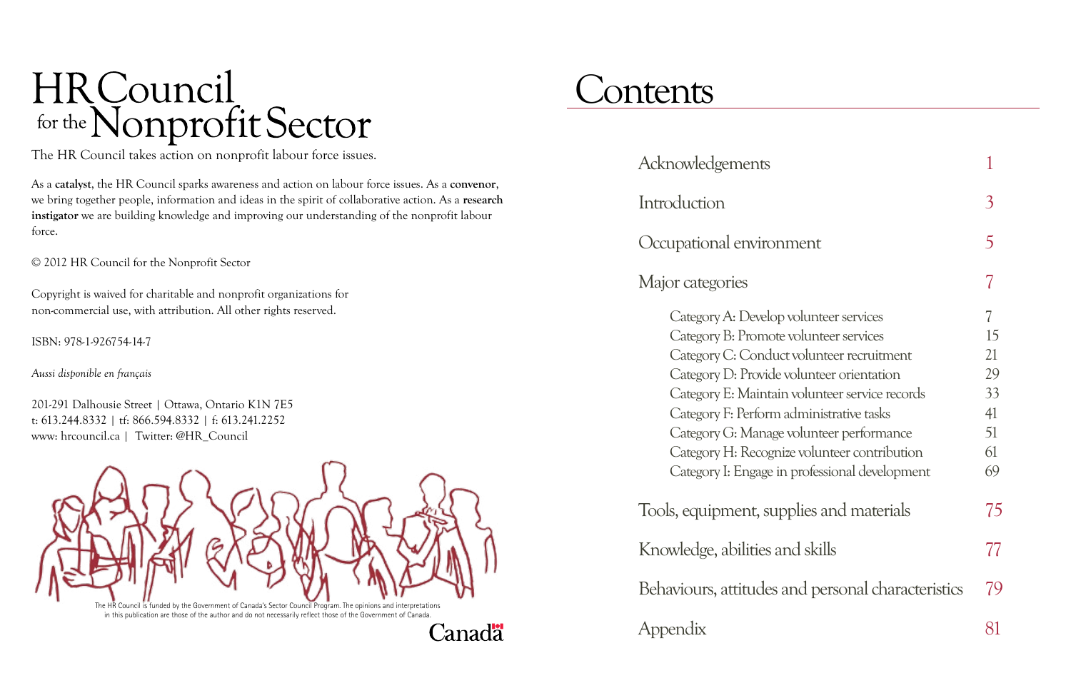# HR Council for the Nonprofit Sector

The HR Council takes action on nonprofit labour force issues.

As a **catalyst**, the HR Council sparks awareness and action on labour force issues. As a **convenor**, we bring together people, information and ideas in the spirit of collaborative action. As a **research instigator** we are building knowledge and improving our understanding of the nonprofit labour force.

© 2012 HR Council for the Nonprofit Sector

Copyright is waived for charitable and nonprofit organizations for non-commercial use, with attribution. All other rights reserved.

ISBN: 978-1-926754-14-7

*Aussi disponible en français*

201-291 Dalhousie Street | Ottawa, Ontario K1N 7E5
t: 613.244.8332 | tf: 866.594.8332 | f: 613.241.2252
www: hrcouncil.ca | Twitter: @HR_Council

The HR Council is funded by the Government of Canada's Sector Council Program. The opinions and interpretations in this publication are those of the author and do not necessarily reflect those of the Government of Canada.

Canada

# Contents

| | |
|---|---|
| Acknowledgements | 1 |
| Introduction | 3 |
| Occupational environment | 5 |
| Major categories | 7 |
| Category A: Develop volunteer services | 7 |
| Category B: Promote volunteer services | 15 |
| Category C: Conduct volunteer recruitment | 21 |
| Category D: Provide volunteer orientation | 29 |
| Category E: Maintain volunteer service records | 33 |
| Category F: Perform administrative tasks | 41 |
| Category G: Manage volunteer performance | 51 |
| Category H: Recognize volunteer contribution | 61 |
| Category I: Engage in professional development | 69 |
| Tools, equipment, supplies and materials | 75 |
| Knowledge, abilities and skills | 77 |
| Behaviours, attitudes and personal characteristics | 79 |
| Appendix | 81 |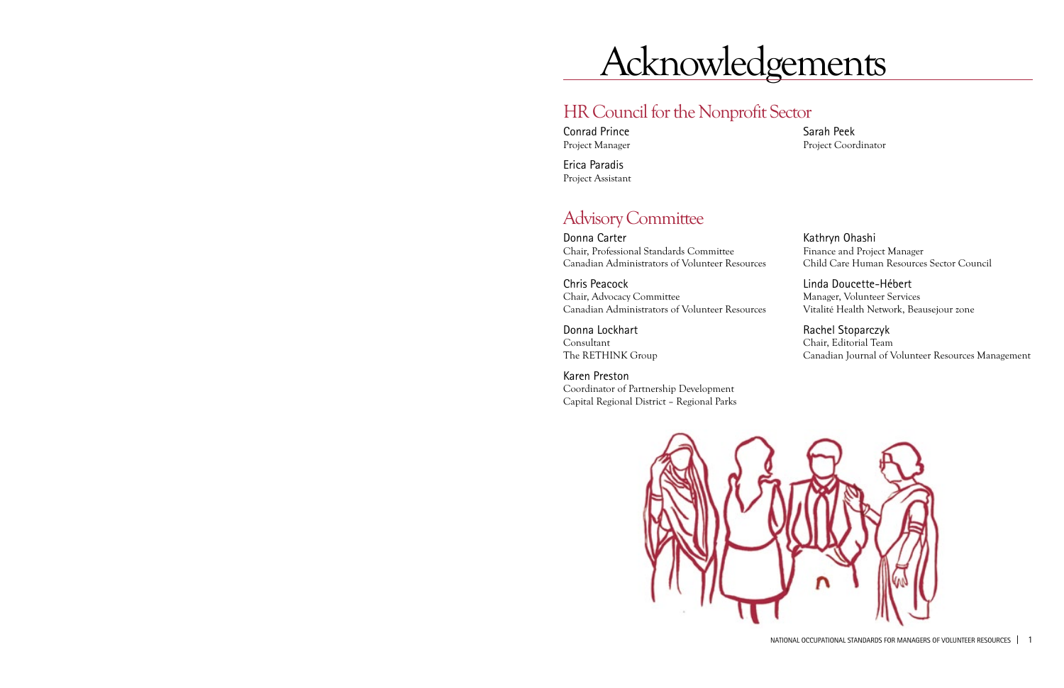# Acknowledgements

## HR Council for the Nonprofit Sector

**Conrad Prince**
Project Manager

**Erica Paradis**
Project Assistant

**Sarah Peek**
Project Coordinator

## Advisory Committee

**Donna Carter**
Chair, Professional Standards Committee
Canadian Administrators of Volunteer Resources

**Chris Peacock**
Chair, Advocacy Committee
Canadian Administrators of Volunteer Resources

**Donna Lockhart**
Consultant
The RETHINK Group

**Karen Preston**
Coordinator of Partnership Development
Capital Regional District – Regional Parks

**Kathryn Ohashi**
Finance and Project Manager
Child Care Human Resources Sector Council

**Linda Doucette-Hébert**
Manager, Volunteer Services
Vitalité Health Network, Beausejour zone

**Rachel Stoparczyk**
Chair, Editorial Team
Canadian Journal of Volunteer Resources Management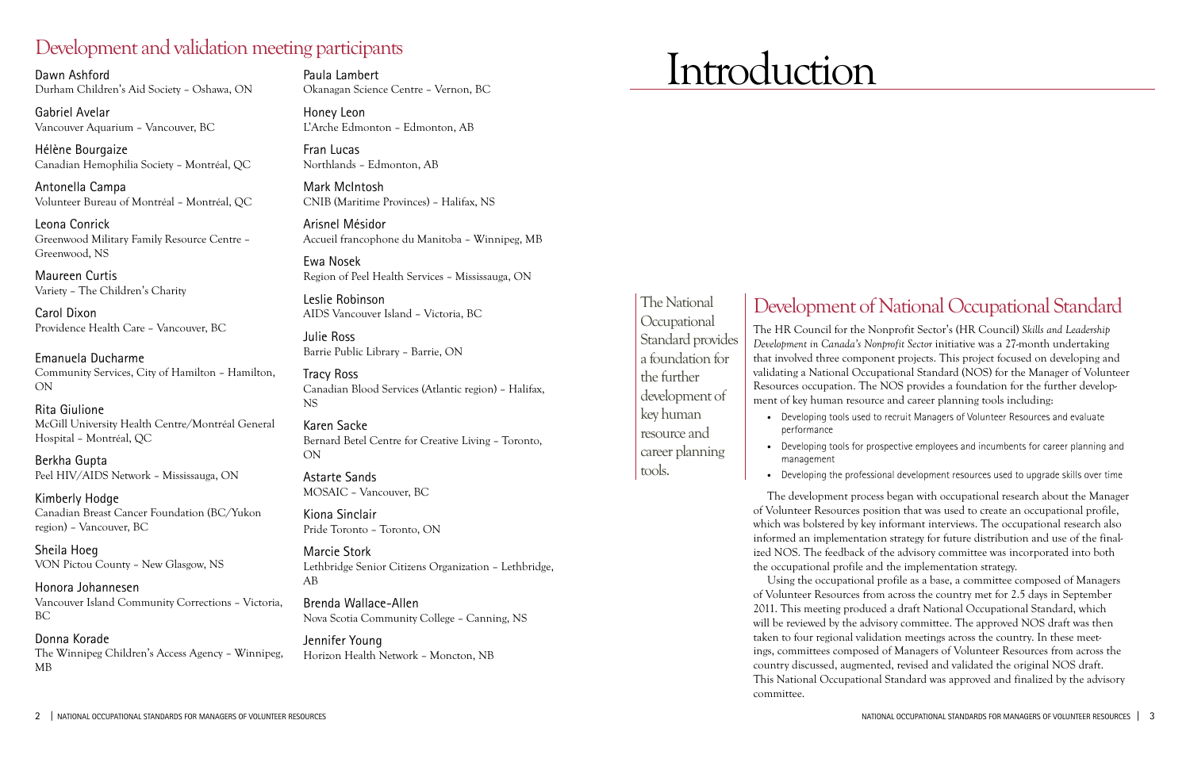## Development and validation meeting participants

Dawn Ashford
Durham Children's Aid Society – Oshawa, ON

Gabriel Avelar
Vancouver Aquarium – Vancouver, BC

Hélène Bourgaize
Canadian Hemophilia Society – Montréal, QC

Antonella Campa
Volunteer Bureau of Montréal – Montréal, QC

Leona Conrick
Greenwood Military Family Resource Centre – Greenwood, NS

Maureen Curtis
Variety – The Children's Charity

Carol Dixon
Providence Health Care – Vancouver, BC

Emanuela Ducharme
Community Services, City of Hamilton – Hamilton, ON

Rita Giulione
McGill University Health Centre/Montréal General Hospital – Montréal, QC

Berkha Gupta
Peel HIV/AIDS Network – Mississauga, ON

Kimberly Hodge
Canadian Breast Cancer Foundation (BC/Yukon region) – Vancouver, BC

Sheila Hoeg
VON Pictou County – New Glasgow, NS

Honora Johannesen
Vancouver Island Community Corrections – Victoria, BC

Donna Korade
The Winnipeg Children's Access Agency – Winnipeg, MB

Paula Lambert
Okanagan Science Centre – Vernon, BC

Honey Leon
L'Arche Edmonton – Edmonton, AB

Fran Lucas
Northlands – Edmonton, AB

Mark McIntosh
CNIB (Maritime Provinces) – Halifax, NS

Arisnel Mésidor
Accueil francophone du Manitoba – Winnipeg, MB

Ewa Nosek
Region of Peel Health Services – Mississauga, ON

Leslie Robinson
AIDS Vancouver Island – Victoria, BC

Julie Ross
Barrie Public Library – Barrie, ON

Tracy Ross
Canadian Blood Services (Atlantic region) – Halifax, NS

Karen Sacke
Bernard Betel Centre for Creative Living – Toronto, ON

Astarte Sands
MOSAIC – Vancouver, BC

Kiona Sinclair
Pride Toronto – Toronto, ON

Marcie Stork
Lethbridge Senior Citizens Organization – Lethbridge, AB

Brenda Wallace-Allen
Nova Scotia Community College – Canning, NS

Jennifer Young
Horizon Health Network – Moncton, NB

# Introduction

The National Occupational Standard provides a foundation for the further development of key human resource and career planning tools.

## Development of National Occupational Standard

The HR Council for the Nonprofit Sector's (HR Council) *Skills and Leadership Development in Canada's Nonprofit Sector* initiative was a 27-month undertaking that involved three component projects. This project focused on developing and validating a National Occupational Standard (NOS) for the Manager of Volunteer Resources occupation. The NOS provides a foundation for the further development of key human resource and career planning tools including:

- Developing tools used to recruit Managers of Volunteer Resources and evaluate performance
- Developing tools for prospective employees and incumbents for career planning and management
- Developing the professional development resources used to upgrade skills over time

The development process began with occupational research about the Manager of Volunteer Resources position that was used to create an occupational profile, which was bolstered by key informant interviews. The occupational research also informed an implementation strategy for future distribution and use of the finalized NOS. The feedback of the advisory committee was incorporated into both the occupational profile and the implementation strategy.

Using the occupational profile as a base, a committee composed of Managers of Volunteer Resources from across the country met for 2.5 days in September 2011. This meeting produced a draft National Occupational Standard, which will be reviewed by the advisory committee. The approved NOS draft was then taken to four regional validation meetings across the country. In these meetings, committees composed of Managers of Volunteer Resources from across the country discussed, augmented, revised and validated the original NOS draft. This National Occupational Standard was approved and finalized by the advisory committee.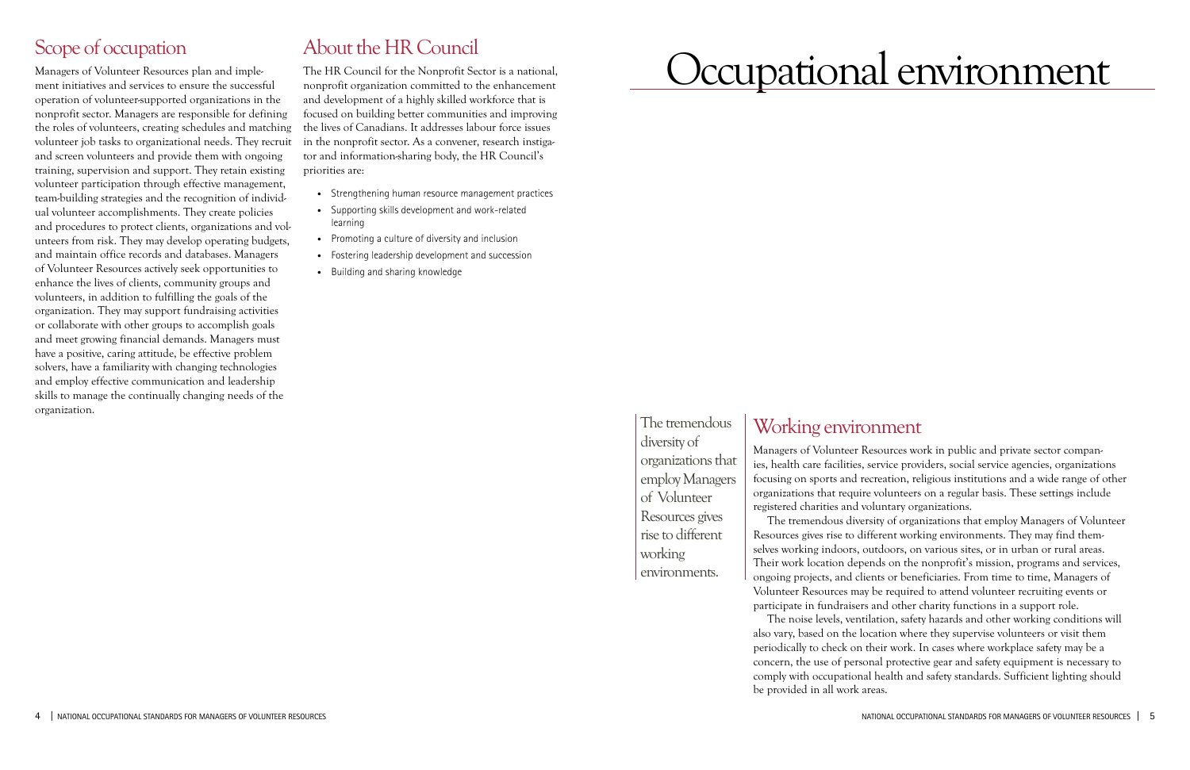## Scope of occupation

Managers of Volunteer Resources plan and implement initiatives and services to ensure the successful operation of volunteer-supported organizations in the nonprofit sector. Managers are responsible for defining the roles of volunteers, creating schedules and matching volunteer job tasks to organizational needs. They recruit and screen volunteers and provide them with ongoing training, supervision and support. They retain existing volunteer participation through effective management, team-building strategies and the recognition of individual volunteer accomplishments. They create policies and procedures to protect clients, organizations and volunteers from risk. They may develop operating budgets, and maintain office records and databases. Managers of Volunteer Resources actively seek opportunities to enhance the lives of clients, community groups and volunteers, in addition to fulfilling the goals of the organization. They may support fundraising activities or collaborate with other groups to accomplish goals and meet growing financial demands. Managers must have a positive, caring attitude, be effective problem solvers, have a familiarity with changing technologies and employ effective communication and leadership skills to manage the continually changing needs of the organization.

## About the HR Council

The HR Council for the Nonprofit Sector is a national, nonprofit organization committed to the enhancement and development of a highly skilled workforce that is focused on building better communities and improving the lives of Canadians. It addresses labour force issues in the nonprofit sector. As a convener, research instigator and information-sharing body, the HR Council's priorities are:

- Strengthening human resource management practices
- Supporting skills development and work-related learning
- Promoting a culture of diversity and inclusion
- Fostering leadership development and succession
- Building and sharing knowledge

# Occupational environment

> The tremendous diversity of organizations that employ Managers of Volunteer Resources gives rise to different working environments.

## Working environment

Managers of Volunteer Resources work in public and private sector companies, health care facilities, service providers, social service agencies, organizations focusing on sports and recreation, religious institutions and a wide range of other organizations that require volunteers on a regular basis. These settings include registered charities and voluntary organizations.

The tremendous diversity of organizations that employ Managers of Volunteer Resources gives rise to different working environments. They may find themselves working indoors, outdoors, on various sites, or in urban or rural areas. Their work location depends on the nonprofit's mission, programs and services, ongoing projects, and clients or beneficiaries. From time to time, Managers of Volunteer Resources may be required to attend volunteer recruiting events or participate in fundraisers and other charity functions in a support role.

The noise levels, ventilation, safety hazards and other working conditions will also vary, based on the location where they supervise volunteers or visit them periodically to check on their work. In cases where workplace safety may be a concern, the use of personal protective gear and safety equipment is necessary to comply with occupational health and safety standards. Sufficient lighting should be provided in all work areas.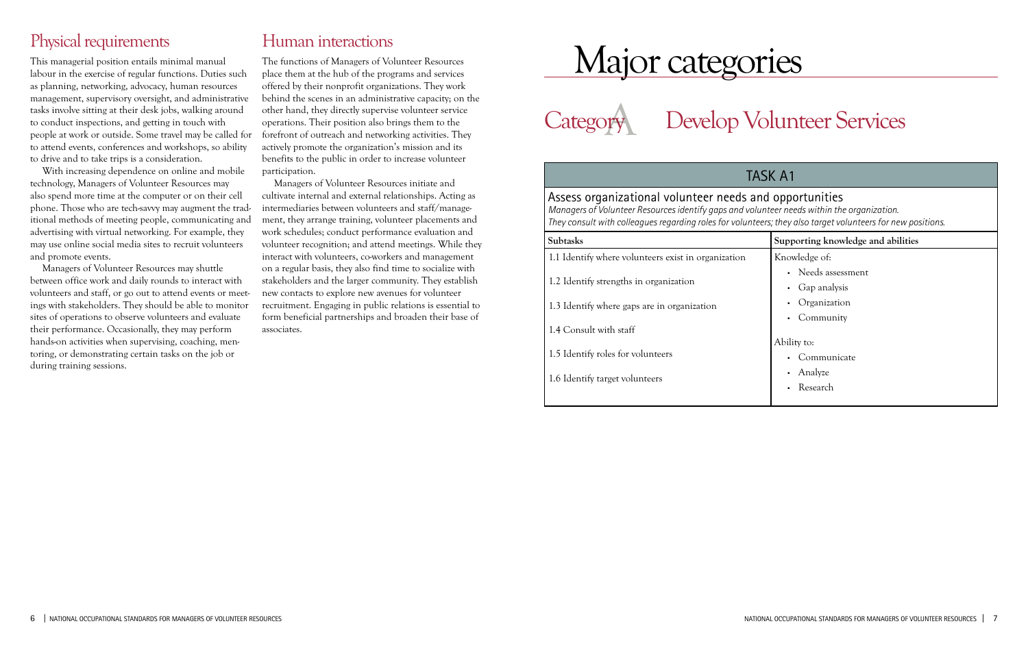## Physical requirements

This managerial position entails minimal manual labour in the exercise of regular functions. Duties such as planning, networking, advocacy, human resources management, supervisory oversight, and administrative tasks involve sitting at their desk jobs, walking around to conduct inspections, and getting in touch with people at work or outside. Some travel may be called for to attend events, conferences and workshops, so ability to drive and to take trips is a consideration.

With increasing dependence on online and mobile technology, Managers of Volunteer Resources may also spend more time at the computer or on their cell phone. Those who are tech-savvy may augment the traditional methods of meeting people, communicating and advertising with virtual networking. For example, they may use online social media sites to recruit volunteers and promote events.

Managers of Volunteer Resources may shuttle between office work and daily rounds to interact with volunteers and staff, or go out to attend events or meetings with stakeholders. They should be able to monitor sites of operations to observe volunteers and evaluate their performance. Occasionally, they may perform hands-on activities when supervising, coaching, mentoring, or demonstrating certain tasks on the job or during training sessions.

## Human interactions

The functions of Managers of Volunteer Resources place them at the hub of the programs and services offered by their nonprofit organizations. They work behind the scenes in an administrative capacity; on the other hand, they directly supervise volunteer service operations. Their position also brings them to the forefront of outreach and networking activities. They actively promote the organization's mission and its benefits to the public in order to increase volunteer participation.

Managers of Volunteer Resources initiate and cultivate internal and external relationships. Acting as intermediaries between volunteers and staff/management, they arrange training, volunteer placements and work schedules; conduct performance evaluation and volunteer recognition; and attend meetings. While they interact with volunteers, co-workers and management on a regular basis, they also find time to socialize with stakeholders and the larger community. They establish new contacts to explore new avenues for volunteer recruitment. Engaging in public relations is essential to form beneficial partnerships and broaden their base of associates.

# Major categories

## Category A Develop Volunteer Services

### TASK A1

**Assess organizational volunteer needs and opportunities**

*Managers of Volunteer Resources identify gaps and volunteer needs within the organization. They consult with colleagues regarding roles for volunteers; they also target volunteers for new positions.*

| Subtasks | Supporting knowledge and abilities |
| --- | --- |
| 1.1 Identify where volunteers exist in organization<br>1.2 Identify strengths in organization<br>1.3 Identify where gaps are in organization<br>1.4 Consult with staff<br>1.5 Identify roles for volunteers<br>1.6 Identify target volunteers | Knowledge of:<br>• Needs assessment<br>• Gap analysis<br>• Organization<br>• Community<br>Ability to:<br>• Communicate<br>• Analyze<br>• Research |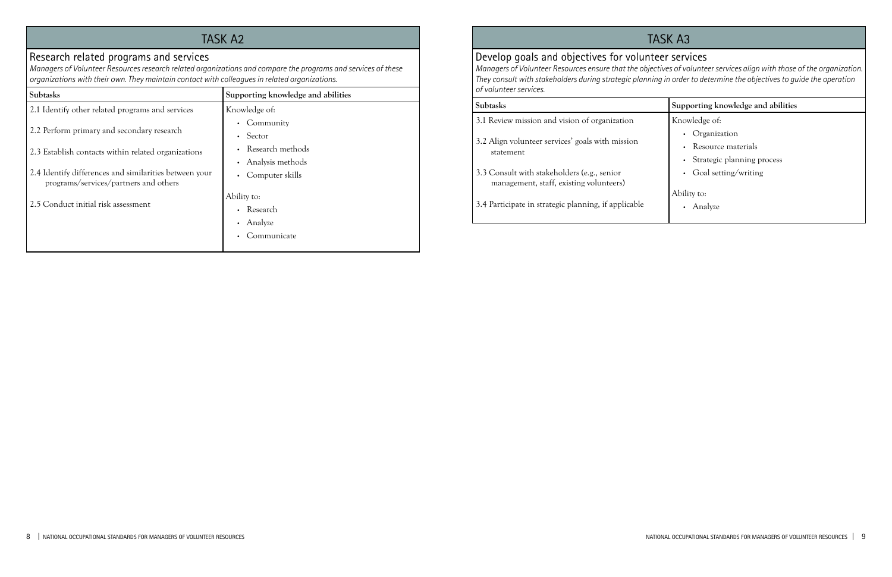## TASK A2

### Research related programs and services

*Managers of Volunteer Resources research related organizations and compare the programs and services of these organizations with their own. They maintain contact with colleagues in related organizations.*

| Subtasks | Supporting knowledge and abilities |
|---|---|
| 2.1 Identify other related programs and services<br><br>2.2 Perform primary and secondary research<br><br>2.3 Establish contacts within related organizations<br><br>2.4 Identify differences and similarities between your programs/services/partners and others<br><br>2.5 Conduct initial risk assessment | Knowledge of:<br>• Community<br>• Sector<br>• Research methods<br>• Analysis methods<br>• Computer skills<br><br>Ability to:<br>• Research<br>• Analyze<br>• Communicate |

## TASK A3

### Develop goals and objectives for volunteer services

*Managers of Volunteer Resources ensure that the objectives of volunteer services align with those of the organization. They consult with stakeholders during strategic planning in order to determine the objectives to guide the operation of volunteer services.*

| Subtasks | Supporting knowledge and abilities |
|---|---|
| 3.1 Review mission and vision of organization<br><br>3.2 Align volunteer services' goals with mission statement<br><br>3.3 Consult with stakeholders (e.g., senior management, staff, existing volunteers)<br><br>3.4 Participate in strategic planning, if applicable | Knowledge of:<br>• Organization<br>• Resource materials<br>• Strategic planning process<br>• Goal setting/writing<br><br>Ability to:<br>• Analyze |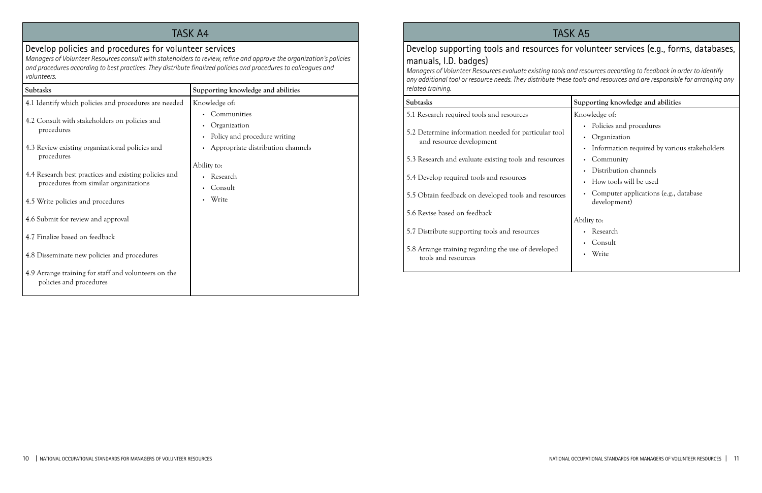## TASK A4

### Develop policies and procedures for volunteer services

*Managers of Volunteer Resources consult with stakeholders to review, refine and approve the organization's policies and procedures according to best practices. They distribute finalized policies and procedures to colleagues and volunteers.*

| Subtasks | Supporting knowledge and abilities |
|---|---|
| 4.1 Identify which policies and procedures are needed<br>4.2 Consult with stakeholders on policies and procedures<br>4.3 Review existing organizational policies and procedures<br>4.4 Research best practices and existing policies and procedures from similar organizations<br>4.5 Write policies and procedures<br>4.6 Submit for review and approval<br>4.7 Finalize based on feedback<br>4.8 Disseminate new policies and procedures<br>4.9 Arrange training for staff and volunteers on the policies and procedures | Knowledge of:<br>• Communities<br>• Organization<br>• Policy and procedure writing<br>• Appropriate distribution channels<br><br>Ability to:<br>• Research<br>• Consult<br>• Write |

## TASK A5

### Develop supporting tools and resources for volunteer services (e.g., forms, databases, manuals, I.D. badges)

*Managers of Volunteer Resources evaluate existing tools and resources according to feedback in order to identify any additional tool or resource needs. They distribute these tools and resources and are responsible for arranging any related training.*

| Subtasks | Supporting knowledge and abilities |
|---|---|
| 5.1 Research required tools and resources<br>5.2 Determine information needed for particular tool and resource development<br>5.3 Research and evaluate existing tools and resources<br>5.4 Develop required tools and resources<br>5.5 Obtain feedback on developed tools and resources<br>5.6 Revise based on feedback<br>5.7 Distribute supporting tools and resources<br>5.8 Arrange training regarding the use of developed tools and resources | Knowledge of:<br>• Policies and procedures<br>• Organization<br>• Information required by various stakeholders<br>• Community<br>• Distribution channels<br>• How tools will be used<br>• Computer applications (e.g., database development)<br><br>Ability to:<br>• Research<br>• Consult<br>• Write |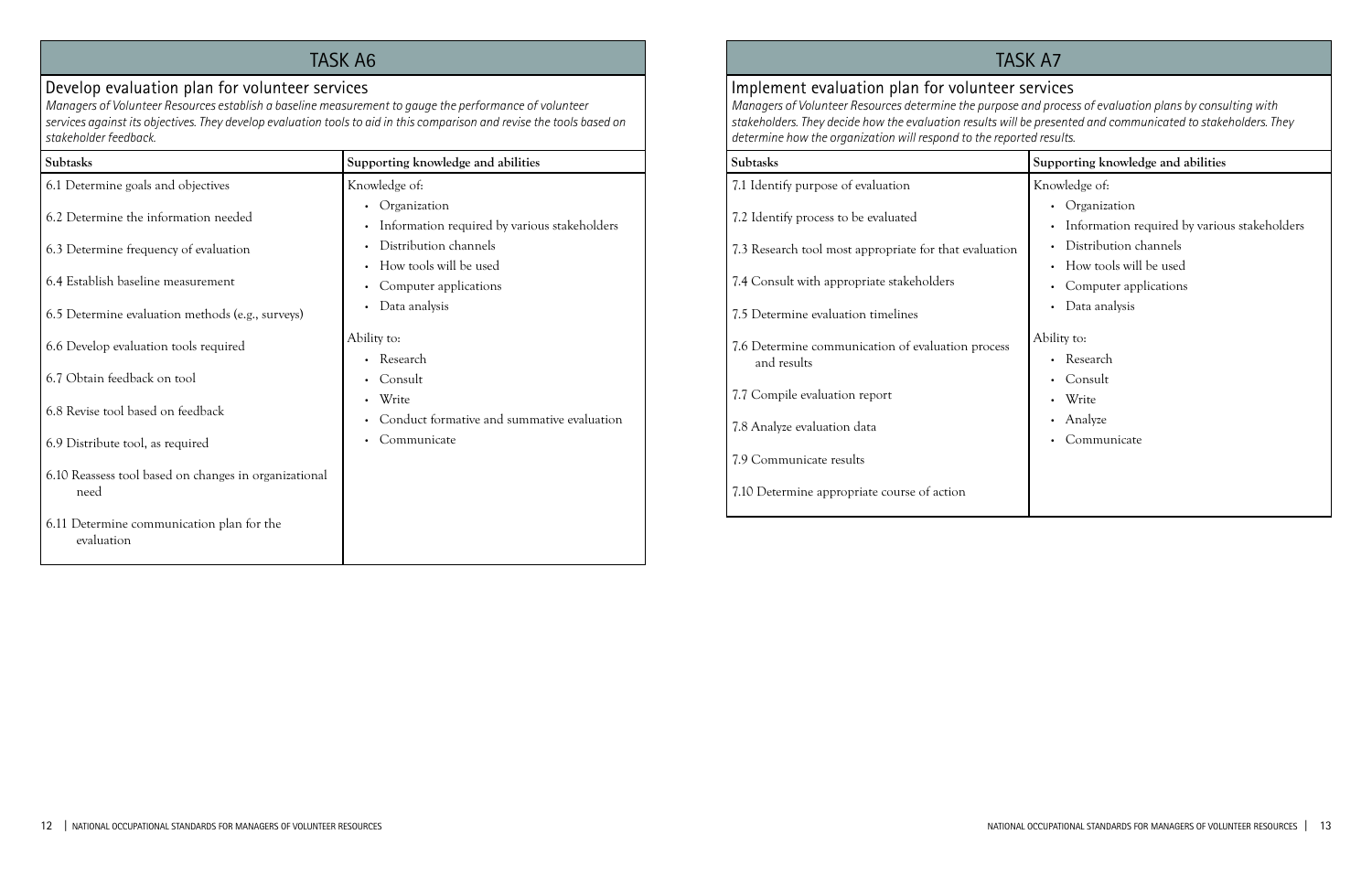## TASK A6

### Develop evaluation plan for volunteer services

*Managers of Volunteer Resources establish a baseline measurement to gauge the performance of volunteer services against its objectives. They develop evaluation tools to aid in this comparison and revise the tools based on stakeholder feedback.*

| Subtasks | Supporting knowledge and abilities |
|---|---|
| 6.1 Determine goals and objectives<br>6.2 Determine the information needed<br>6.3 Determine frequency of evaluation<br>6.4 Establish baseline measurement<br>6.5 Determine evaluation methods (e.g., surveys)<br>6.6 Develop evaluation tools required<br>6.7 Obtain feedback on tool<br>6.8 Revise tool based on feedback<br>6.9 Distribute tool, as required<br>6.10 Reassess tool based on changes in organizational need<br>6.11 Determine communication plan for the evaluation | Knowledge of:<br>• Organization<br>• Information required by various stakeholders<br>• Distribution channels<br>• How tools will be used<br>• Computer applications<br>• Data analysis<br><br>Ability to:<br>• Research<br>• Consult<br>• Write<br>• Conduct formative and summative evaluation<br>• Communicate |

## TASK A7

### Implement evaluation plan for volunteer services

*Managers of Volunteer Resources determine the purpose and process of evaluation plans by consulting with stakeholders. They decide how the evaluation results will be presented and communicated to stakeholders. They determine how the organization will respond to the reported results.*

| Subtasks | Supporting knowledge and abilities |
|---|---|
| 7.1 Identify purpose of evaluation<br>7.2 Identify process to be evaluated<br>7.3 Research tool most appropriate for that evaluation<br>7.4 Consult with appropriate stakeholders<br>7.5 Determine evaluation timelines<br>7.6 Determine communication of evaluation process and results<br>7.7 Compile evaluation report<br>7.8 Analyze evaluation data<br>7.9 Communicate results<br>7.10 Determine appropriate course of action | Knowledge of:<br>• Organization<br>• Information required by various stakeholders<br>• Distribution channels<br>• How tools will be used<br>• Computer applications<br>• Data analysis<br><br>Ability to:<br>• Research<br>• Consult<br>• Write<br>• Analyze<br>• Communicate |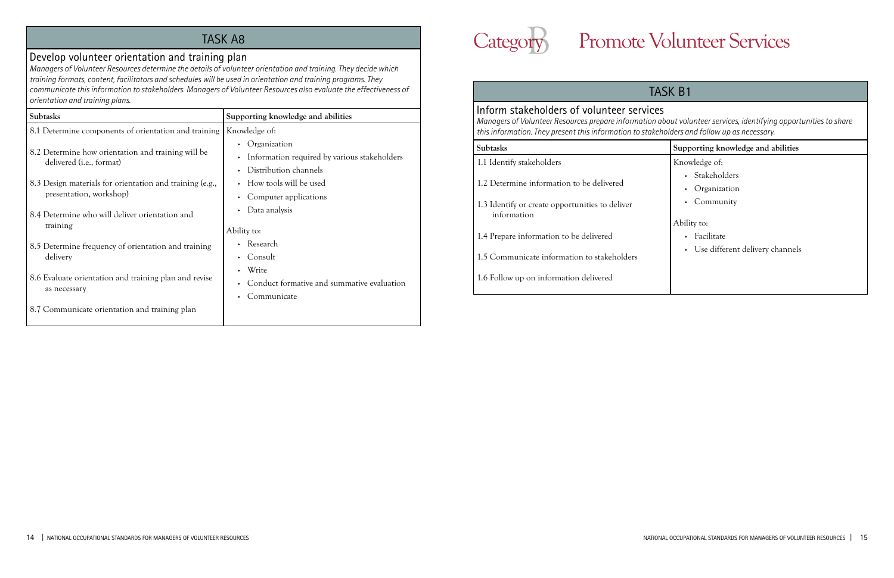## TASK A8

### Develop volunteer orientation and training plan

*Managers of Volunteer Resources determine the details of volunteer orientation and training. They decide which training formats, content, facilitators and schedules will be used in orientation and training programs. They communicate this information to stakeholders. Managers of Volunteer Resources also evaluate the effectiveness of orientation and training plans.*

| Subtasks | Supporting knowledge and abilities |
| --- | --- |
| 8.1 Determine components of orientation and training<br><br>8.2 Determine how orientation and training will be delivered (i.e., format)<br><br>8.3 Design materials for orientation and training (e.g., presentation, workshop)<br><br>8.4 Determine who will deliver orientation and training<br><br>8.5 Determine frequency of orientation and training delivery<br><br>8.6 Evaluate orientation and training plan and revise as necessary<br><br>8.7 Communicate orientation and training plan | Knowledge of:<br>• Organization<br>• Information required by various stakeholders<br>• Distribution channels<br>• How tools will be used<br>• Computer applications<br>• Data analysis<br><br>Ability to:<br>• Research<br>• Consult<br>• Write<br>• Conduct formative and summative evaluation<br>• Communicate |

# Category B Promote Volunteer Services

## TASK B1

### Inform stakeholders of volunteer services

*Managers of Volunteer Resources prepare information about volunteer services, identifying opportunities to share this information. They present this information to stakeholders and follow up as necessary.*

| Subtasks | Supporting knowledge and abilities |
| --- | --- |
| 1.1 Identify stakeholders<br><br>1.2 Determine information to be delivered<br><br>1.3 Identify or create opportunities to deliver information<br><br>1.4 Prepare information to be delivered<br><br>1.5 Communicate information to stakeholders<br><br>1.6 Follow up on information delivered | Knowledge of:<br>• Stakeholders<br>• Organization<br>• Community<br><br>Ability to:<br>• Facilitate<br>• Use different delivery channels |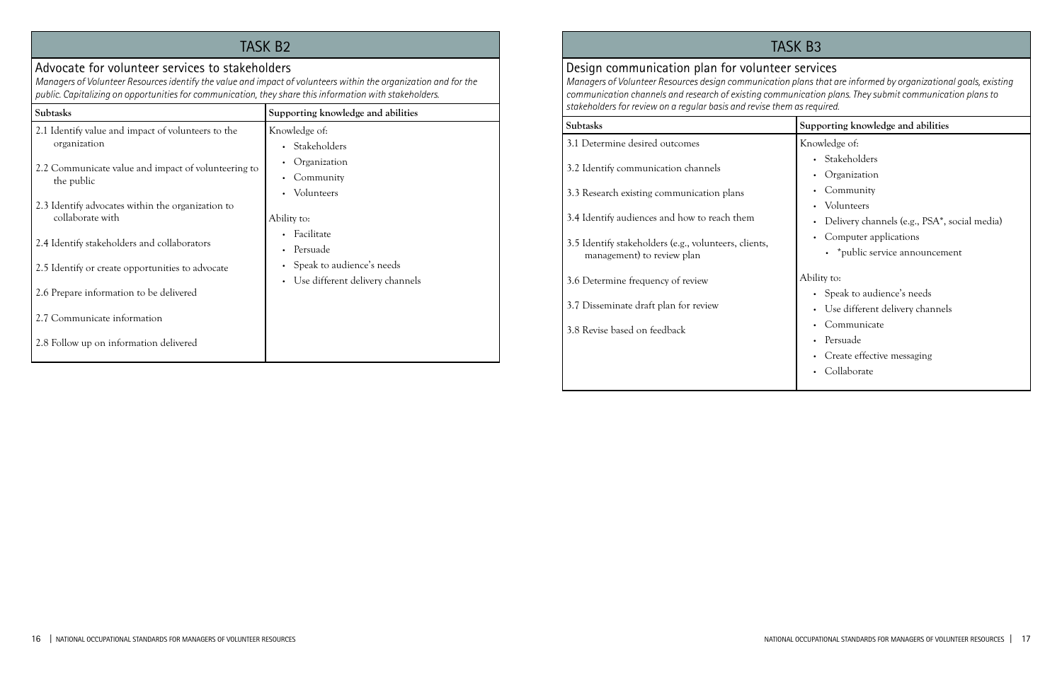## TASK B2

### Advocate for volunteer services to stakeholders

*Managers of Volunteer Resources identify the value and impact of volunteers within the organization and for the public. Capitalizing on opportunities for communication, they share this information with stakeholders.*

| Subtasks | Supporting knowledge and abilities |
|---|---|
| 2.1 Identify value and impact of volunteers to the organization<br><br>2.2 Communicate value and impact of volunteering to the public<br><br>2.3 Identify advocates within the organization to collaborate with<br><br>2.4 Identify stakeholders and collaborators<br><br>2.5 Identify or create opportunities to advocate<br><br>2.6 Prepare information to be delivered<br><br>2.7 Communicate information<br><br>2.8 Follow up on information delivered | Knowledge of:<br>• Stakeholders<br>• Organization<br>• Community<br>• Volunteers<br><br>Ability to:<br>• Facilitate<br>• Persuade<br>• Speak to audience's needs<br>• Use different delivery channels |

## TASK B3

### Design communication plan for volunteer services

*Managers of Volunteer Resources design communication plans that are informed by organizational goals, existing communication channels and research of existing communication plans. They submit communication plans to stakeholders for review on a regular basis and revise them as required.*

| Subtasks | Supporting knowledge and abilities |
|---|---|
| 3.1 Determine desired outcomes<br><br>3.2 Identify communication channels<br><br>3.3 Research existing communication plans<br><br>3.4 Identify audiences and how to reach them<br><br>3.5 Identify stakeholders (e.g., volunteers, clients, management) to review plan<br><br>3.6 Determine frequency of review<br><br>3.7 Disseminate draft plan for review<br><br>3.8 Revise based on feedback | Knowledge of:<br>• Stakeholders<br>• Organization<br>• Community<br>• Volunteers<br>• Delivery channels (e.g., PSA*, social media)<br>• Computer applications<br>  • *public service announcement<br><br>Ability to:<br>• Speak to audience's needs<br>• Use different delivery channels<br>• Communicate<br>• Persuade<br>• Create effective messaging<br>• Collaborate |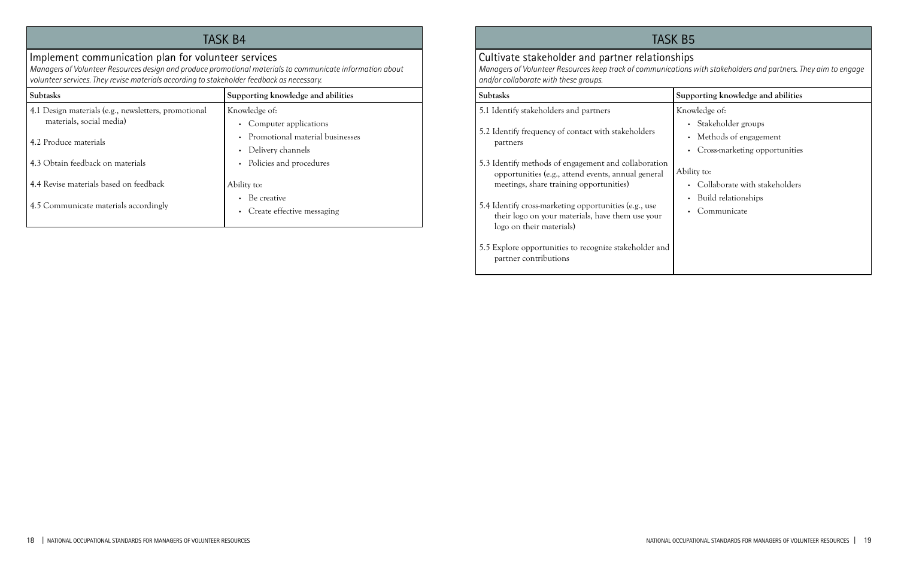## TASK B4

### Implement communication plan for volunteer services

*Managers of Volunteer Resources design and produce promotional materials to communicate information about volunteer services. They revise materials according to stakeholder feedback as necessary.*

| Subtasks | Supporting knowledge and abilities |
|---|---|
| 4.1 Design materials (e.g., newsletters, promotional materials, social media)<br><br>4.2 Produce materials<br><br>4.3 Obtain feedback on materials<br><br>4.4 Revise materials based on feedback<br><br>4.5 Communicate materials accordingly | Knowledge of:<br>• Computer applications<br>• Promotional material businesses<br>• Delivery channels<br>• Policies and procedures<br><br>Ability to:<br>• Be creative<br>• Create effective messaging |

## TASK B5

### Cultivate stakeholder and partner relationships

*Managers of Volunteer Resources keep track of communications with stakeholders and partners. They aim to engage and/or collaborate with these groups.*

| Subtasks | Supporting knowledge and abilities |
|---|---|
| 5.1 Identify stakeholders and partners<br><br>5.2 Identify frequency of contact with stakeholders partners<br><br>5.3 Identify methods of engagement and collaboration opportunities (e.g., attend events, annual general meetings, share training opportunities)<br><br>5.4 Identify cross-marketing opportunities (e.g., use their logo on your materials, have them use your logo on their materials)<br><br>5.5 Explore opportunities to recognize stakeholder and partner contributions | Knowledge of:<br>• Stakeholder groups<br>• Methods of engagement<br>• Cross-marketing opportunities<br><br>Ability to:<br>• Collaborate with stakeholders<br>• Build relationships<br>• Communicate |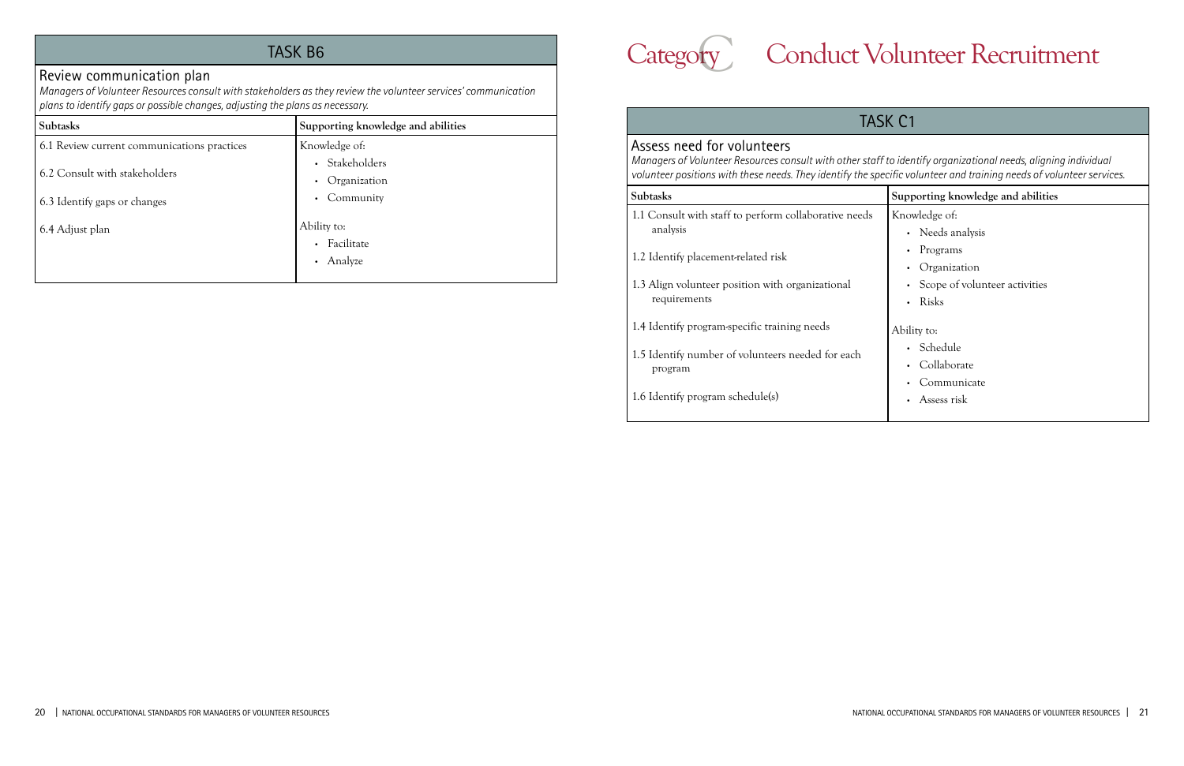## TASK B6

### Review communication plan

*Managers of Volunteer Resources consult with stakeholders as they review the volunteer services' communication plans to identify gaps or possible changes, adjusting the plans as necessary.*

| Subtasks | Supporting knowledge and abilities |
|---|---|
| 6.1 Review current communications practices<br>6.2 Consult with stakeholders<br>6.3 Identify gaps or changes<br>6.4 Adjust plan | Knowledge of:<br>• Stakeholders<br>• Organization<br>• Community<br><br>Ability to:<br>• Facilitate<br>• Analyze |

# Category C Conduct Volunteer Recruitment

## TASK C1

### Assess need for volunteers

*Managers of Volunteer Resources consult with other staff to identify organizational needs, aligning individual volunteer positions with these needs. They identify the specific volunteer and training needs of volunteer services.*

| Subtasks | Supporting knowledge and abilities |
|---|---|
| 1.1 Consult with staff to perform collaborative needs analysis<br>1.2 Identify placement-related risk<br>1.3 Align volunteer position with organizational requirements<br>1.4 Identify program-specific training needs<br>1.5 Identify number of volunteers needed for each program<br>1.6 Identify program schedule(s) | Knowledge of:<br>• Needs analysis<br>• Programs<br>• Organization<br>• Scope of volunteer activities<br>• Risks<br><br>Ability to:<br>• Schedule<br>• Collaborate<br>• Communicate<br>• Assess risk |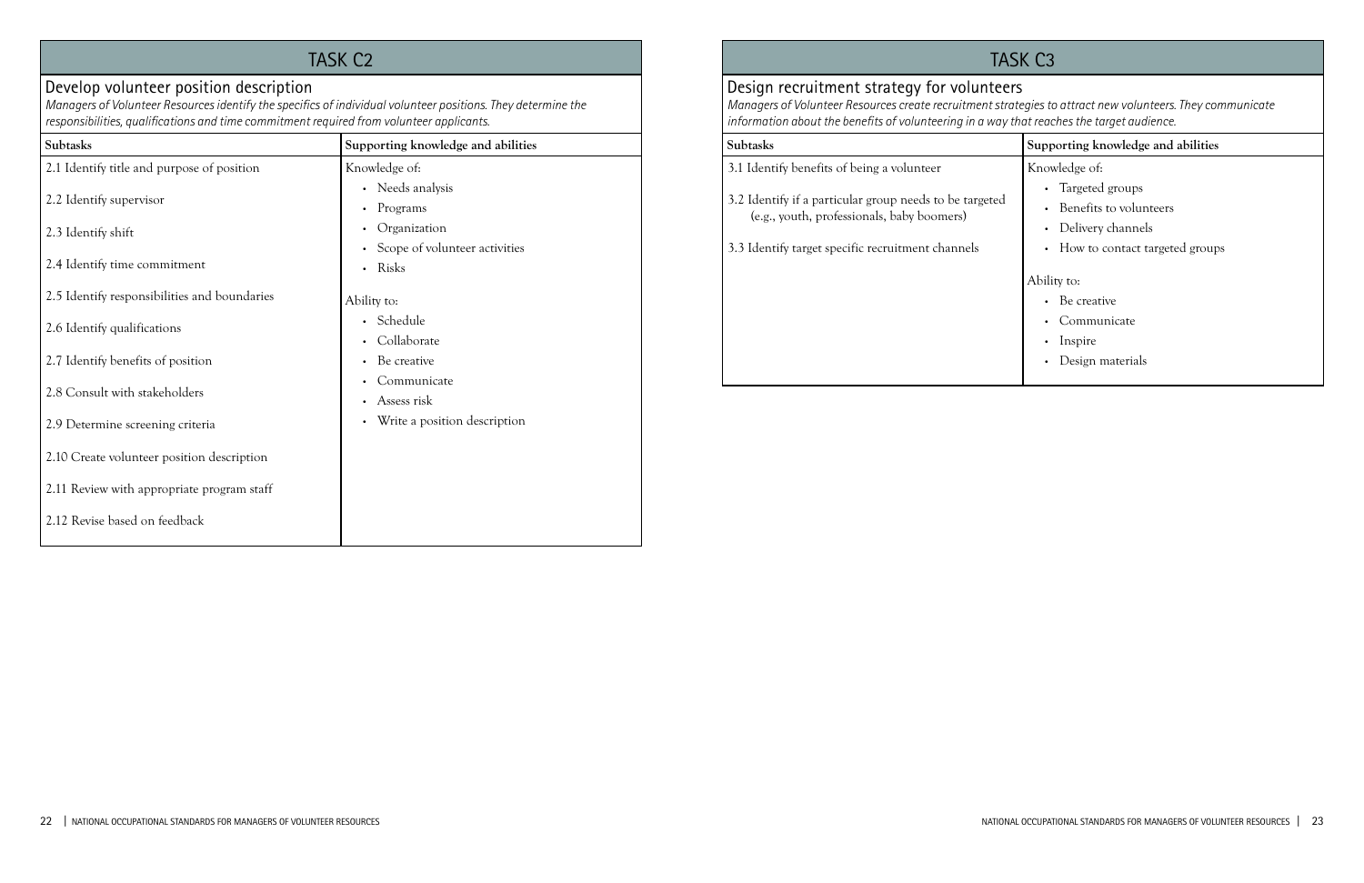## TASK C2

### Develop volunteer position description

*Managers of Volunteer Resources identify the specifics of individual volunteer positions. They determine the responsibilities, qualifications and time commitment required from volunteer applicants.*

| Subtasks | Supporting knowledge and abilities |
|---|---|
| 2.1 Identify title and purpose of position<br>2.2 Identify supervisor<br>2.3 Identify shift<br>2.4 Identify time commitment<br>2.5 Identify responsibilities and boundaries<br>2.6 Identify qualifications<br>2.7 Identify benefits of position<br>2.8 Consult with stakeholders<br>2.9 Determine screening criteria<br>2.10 Create volunteer position description<br>2.11 Review with appropriate program staff<br>2.12 Revise based on feedback | Knowledge of:<br>• Needs analysis<br>• Programs<br>• Organization<br>• Scope of volunteer activities<br>• Risks<br><br>Ability to:<br>• Schedule<br>• Collaborate<br>• Be creative<br>• Communicate<br>• Assess risk<br>• Write a position description |

## TASK C3

### Design recruitment strategy for volunteers

*Managers of Volunteer Resources create recruitment strategies to attract new volunteers. They communicate information about the benefits of volunteering in a way that reaches the target audience.*

| Subtasks | Supporting knowledge and abilities |
|---|---|
| 3.1 Identify benefits of being a volunteer<br>3.2 Identify if a particular group needs to be targeted (e.g., youth, professionals, baby boomers)<br>3.3 Identify target specific recruitment channels | Knowledge of:<br>• Targeted groups<br>• Benefits to volunteers<br>• Delivery channels<br>• How to contact targeted groups<br><br>Ability to:<br>• Be creative<br>• Communicate<br>• Inspire<br>• Design materials |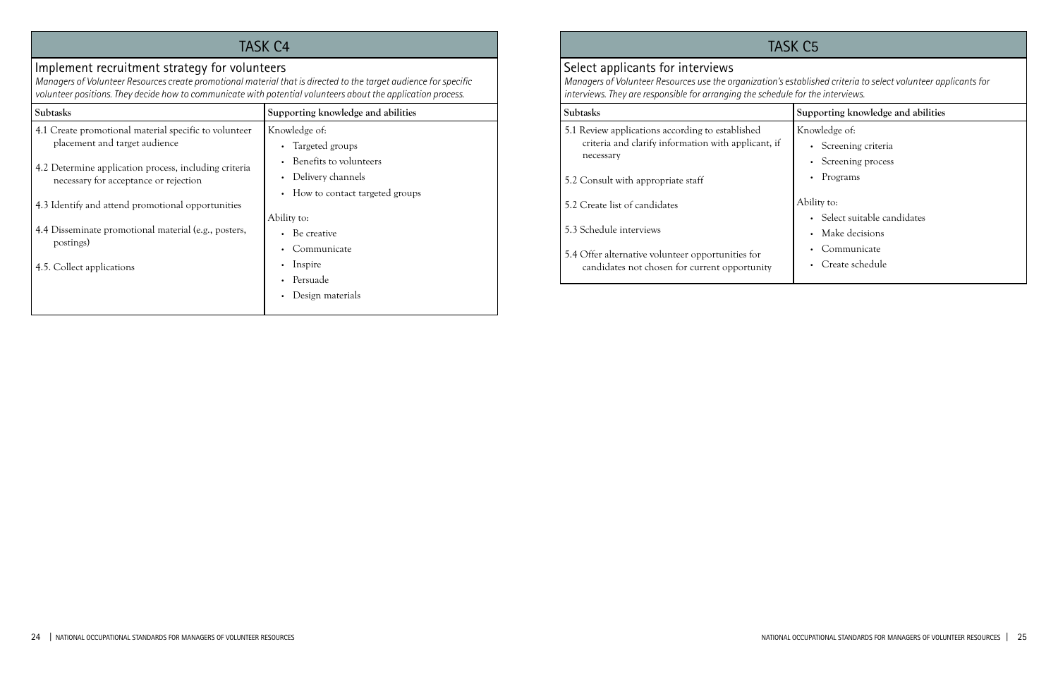## TASK C4

### Implement recruitment strategy for volunteers

*Managers of Volunteer Resources create promotional material that is directed to the target audience for specific volunteer positions. They decide how to communicate with potential volunteers about the application process.*

| Subtasks | Supporting knowledge and abilities |
|---|---|
| 4.1 Create promotional material specific to volunteer placement and target audience<br><br>4.2 Determine application process, including criteria necessary for acceptance or rejection<br><br>4.3 Identify and attend promotional opportunities<br><br>4.4 Disseminate promotional material (e.g., posters, postings)<br><br>4.5. Collect applications | Knowledge of:<br>• Targeted groups<br>• Benefits to volunteers<br>• Delivery channels<br>• How to contact targeted groups<br><br>Ability to:<br>• Be creative<br>• Communicate<br>• Inspire<br>• Persuade<br>• Design materials |

## TASK C5

### Select applicants for interviews

*Managers of Volunteer Resources use the organization's established criteria to select volunteer applicants for interviews. They are responsible for arranging the schedule for the interviews.*

| Subtasks | Supporting knowledge and abilities |
|---|---|
| 5.1 Review applications according to established criteria and clarify information with applicant, if necessary<br><br>5.2 Consult with appropriate staff<br><br>5.2 Create list of candidates<br><br>5.3 Schedule interviews<br><br>5.4 Offer alternative volunteer opportunities for candidates not chosen for current opportunity | Knowledge of:<br>• Screening criteria<br>• Screening process<br>• Programs<br><br>Ability to:<br>• Select suitable candidates<br>• Make decisions<br>• Communicate<br>• Create schedule |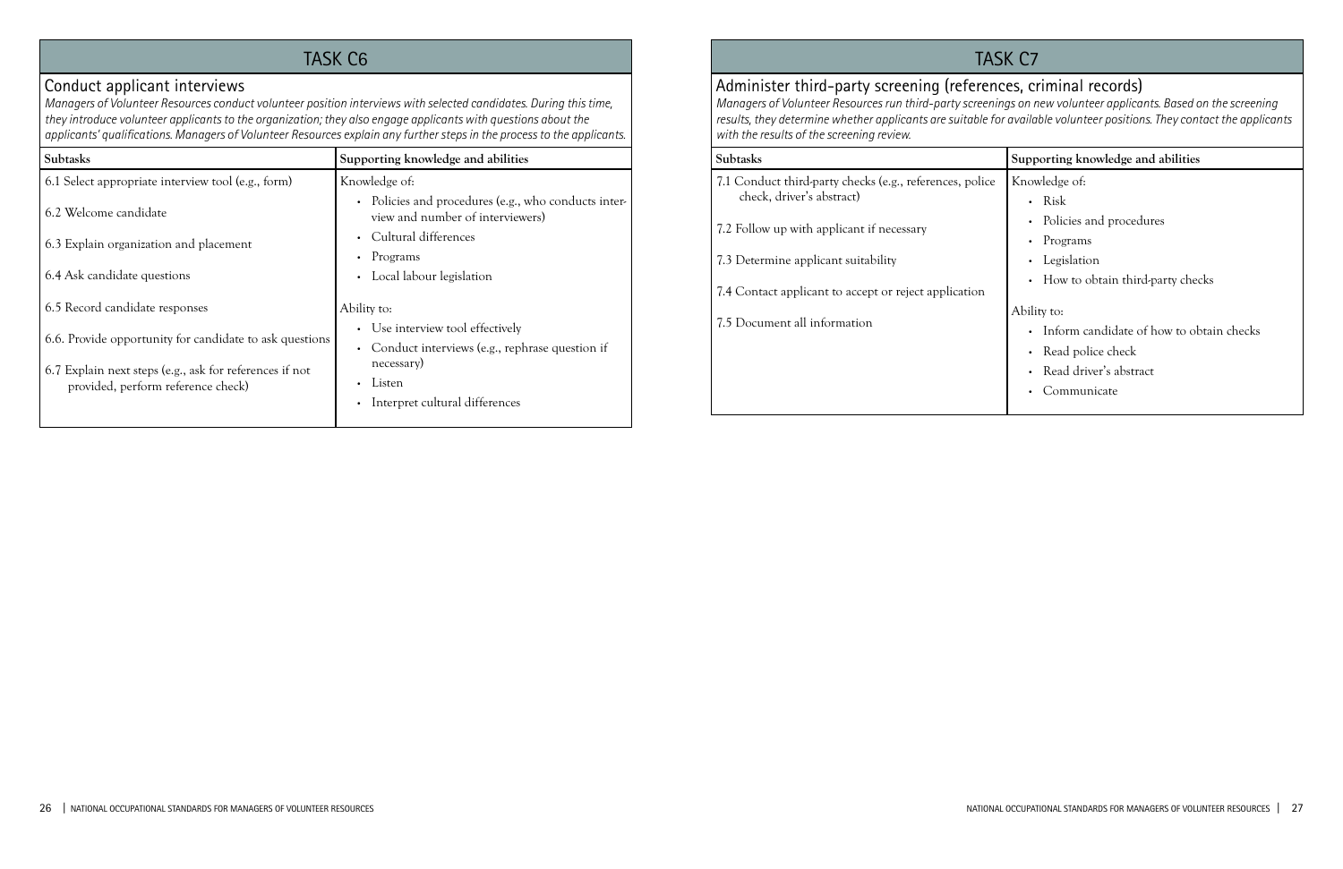## TASK C6

### Conduct applicant interviews

*Managers of Volunteer Resources conduct volunteer position interviews with selected candidates. During this time, they introduce volunteer applicants to the organization; they also engage applicants with questions about the applicants' qualifications. Managers of Volunteer Resources explain any further steps in the process to the applicants.*

| Subtasks | Supporting knowledge and abilities |
|---|---|
| 6.1 Select appropriate interview tool (e.g., form)<br><br>6.2 Welcome candidate<br><br>6.3 Explain organization and placement<br><br>6.4 Ask candidate questions<br><br>6.5 Record candidate responses<br><br>6.6. Provide opportunity for candidate to ask questions<br><br>6.7 Explain next steps (e.g., ask for references if not provided, perform reference check) | Knowledge of:<br>• Policies and procedures (e.g., who conducts interview and number of interviewers)<br>• Cultural differences<br>• Programs<br>• Local labour legislation<br><br>Ability to:<br>• Use interview tool effectively<br>• Conduct interviews (e.g., rephrase question if necessary)<br>• Listen<br>• Interpret cultural differences |

## TASK C7

### Administer third-party screening (references, criminal records)

*Managers of Volunteer Resources run third-party screenings on new volunteer applicants. Based on the screening results, they determine whether applicants are suitable for available volunteer positions. They contact the applicants with the results of the screening review.*

| Subtasks | Supporting knowledge and abilities |
|---|---|
| 7.1 Conduct third-party checks (e.g., references, police check, driver's abstract)<br><br>7.2 Follow up with applicant if necessary<br><br>7.3 Determine applicant suitability<br><br>7.4 Contact applicant to accept or reject application<br><br>7.5 Document all information | Knowledge of:<br>• Risk<br>• Policies and procedures<br>• Programs<br>• Legislation<br>• How to obtain third-party checks<br><br>Ability to:<br>• Inform candidate of how to obtain checks<br>• Read police check<br>• Read driver's abstract<br>• Communicate |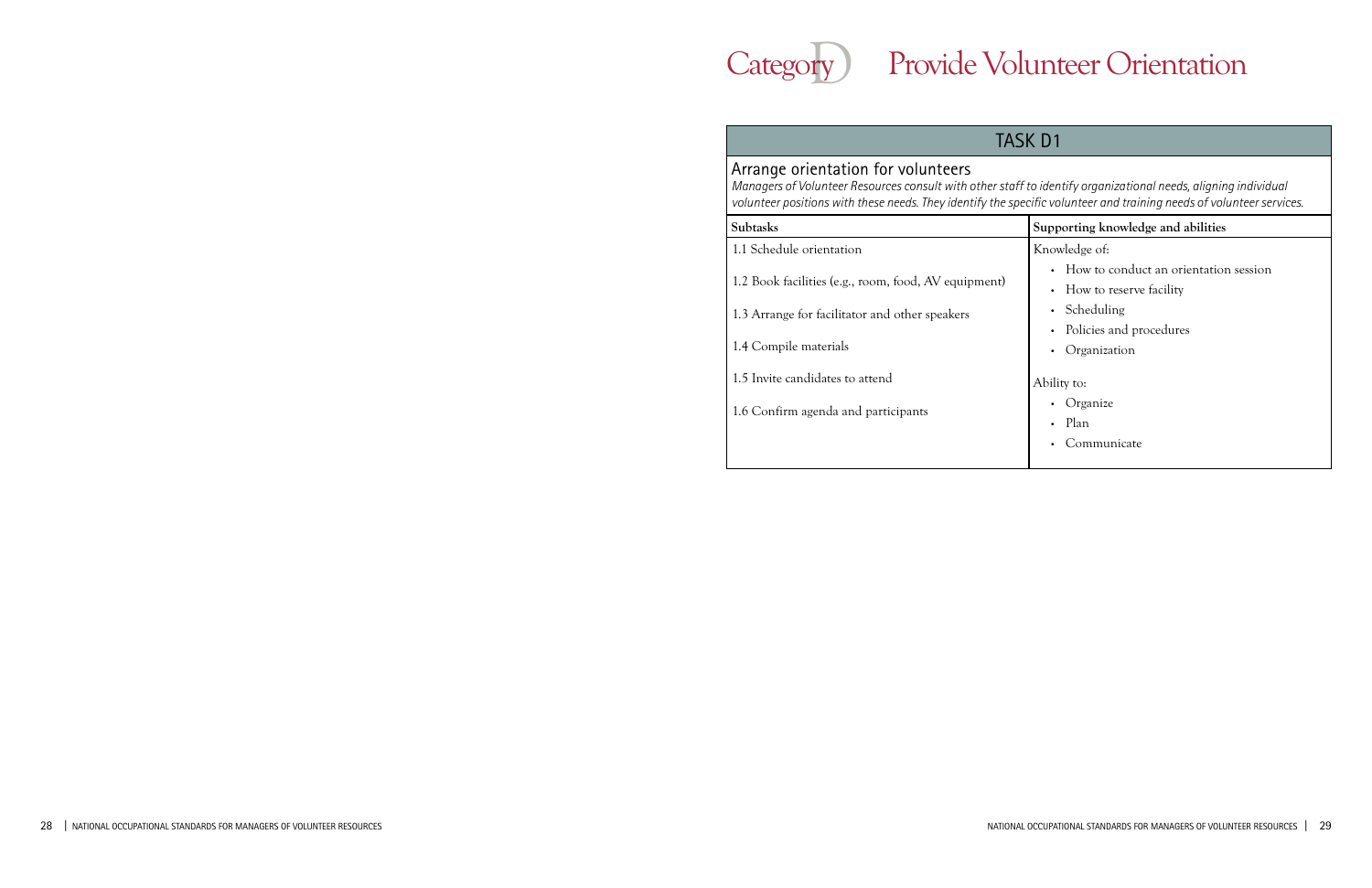# Category D Provide Volunteer Orientation

## TASK D1

### Arrange orientation for volunteers

*Managers of Volunteer Resources consult with other staff to identify organizational needs, aligning individual volunteer positions with these needs. They identify the specific volunteer and training needs of volunteer services.*

| Subtasks | Supporting knowledge and abilities |
|---|---|
| 1.1 Schedule orientation<br><br>1.2 Book facilities (e.g., room, food, AV equipment)<br><br>1.3 Arrange for facilitator and other speakers<br><br>1.4 Compile materials<br><br>1.5 Invite candidates to attend<br><br>1.6 Confirm agenda and participants | Knowledge of:<br>• How to conduct an orientation session<br>• How to reserve facility<br>• Scheduling<br>• Policies and procedures<br>• Organization<br><br>Ability to:<br>• Organize<br>• Plan<br>• Communicate |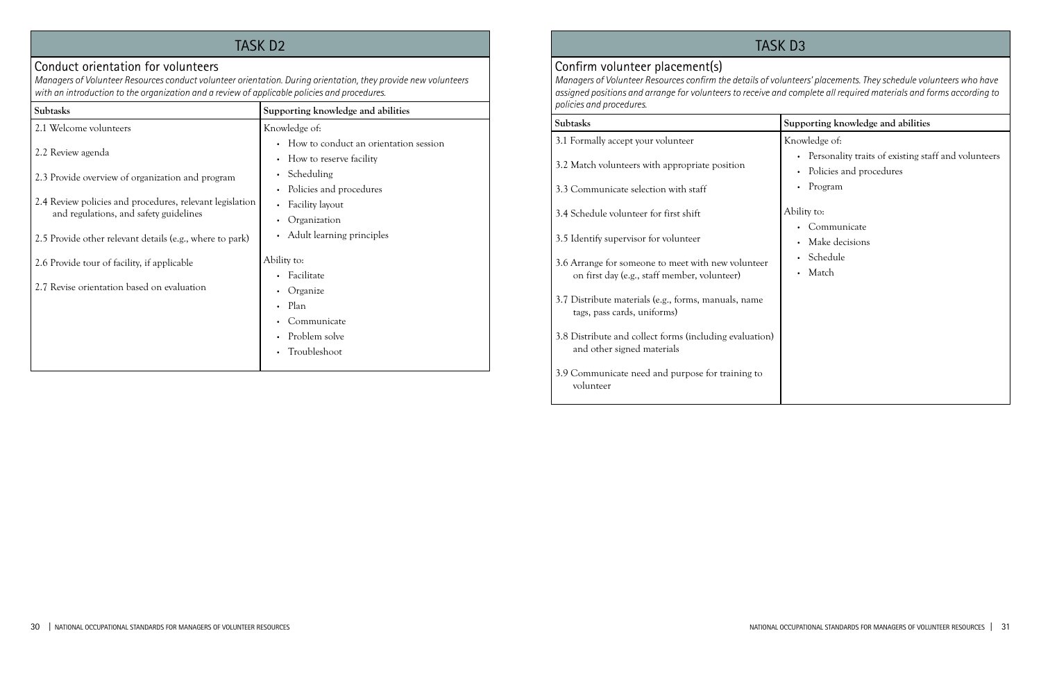## TASK D2

### Conduct orientation for volunteers

*Managers of Volunteer Resources conduct volunteer orientation. During orientation, they provide new volunteers with an introduction to the organization and a review of applicable policies and procedures.*

| Subtasks | Supporting knowledge and abilities |
|---|---|
| 2.1 Welcome volunteers<br><br>2.2 Review agenda<br><br>2.3 Provide overview of organization and program<br><br>2.4 Review policies and procedures, relevant legislation and regulations, and safety guidelines<br><br>2.5 Provide other relevant details (e.g., where to park)<br><br>2.6 Provide tour of facility, if applicable<br><br>2.7 Revise orientation based on evaluation | Knowledge of:<br>• How to conduct an orientation session<br>• How to reserve facility<br>• Scheduling<br>• Policies and procedures<br>• Facility layout<br>• Organization<br>• Adult learning principles<br><br>Ability to:<br>• Facilitate<br>• Organize<br>• Plan<br>• Communicate<br>• Problem solve<br>• Troubleshoot |

## TASK D3

### Confirm volunteer placement(s)

*Managers of Volunteer Resources confirm the details of volunteers' placements. They schedule volunteers who have assigned positions and arrange for volunteers to receive and complete all required materials and forms according to policies and procedures.*

| Subtasks | Supporting knowledge and abilities |
|---|---|
| 3.1 Formally accept your volunteer<br><br>3.2 Match volunteers with appropriate position<br><br>3.3 Communicate selection with staff<br><br>3.4 Schedule volunteer for first shift<br><br>3.5 Identify supervisor for volunteer<br><br>3.6 Arrange for someone to meet with new volunteer on first day (e.g., staff member, volunteer)<br><br>3.7 Distribute materials (e.g., forms, manuals, name tags, pass cards, uniforms)<br><br>3.8 Distribute and collect forms (including evaluation) and other signed materials<br><br>3.9 Communicate need and purpose for training to volunteer | Knowledge of:<br>• Personality traits of existing staff and volunteers<br>• Policies and procedures<br>• Program<br><br>Ability to:<br>• Communicate<br>• Make decisions<br>• Schedule<br>• Match |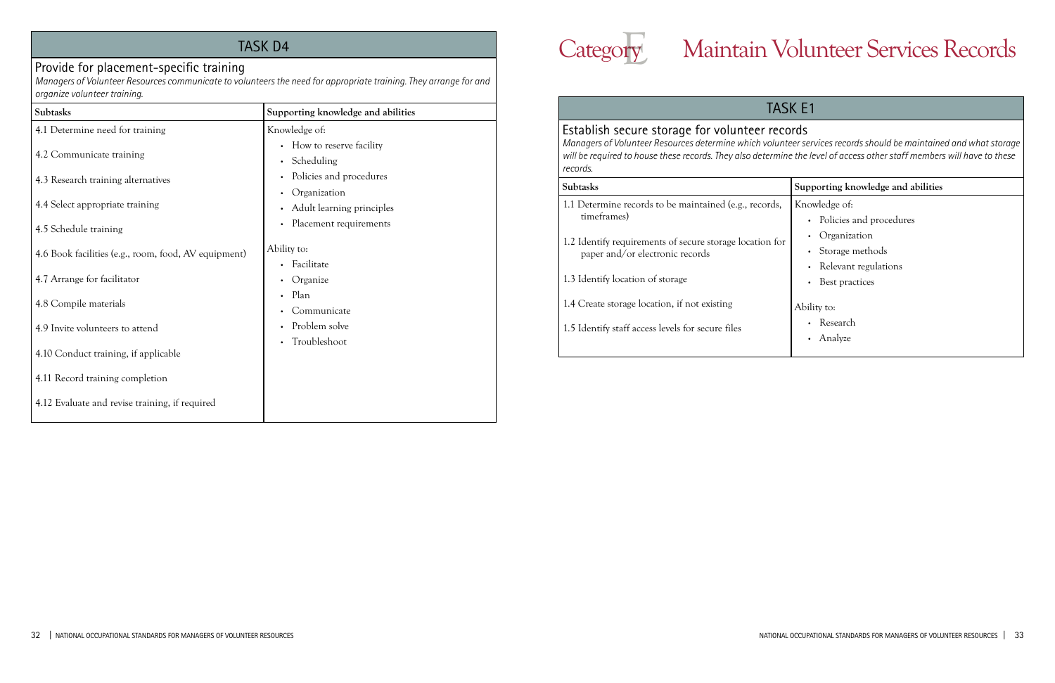## TASK D4

### Provide for placement-specific training

*Managers of Volunteer Resources communicate to volunteers the need for appropriate training. They arrange for and organize volunteer training.*

| Subtasks | Supporting knowledge and abilities |
| --- | --- |
| 4.1 Determine need for training<br>4.2 Communicate training<br>4.3 Research training alternatives<br>4.4 Select appropriate training<br>4.5 Schedule training<br>4.6 Book facilities (e.g., room, food, AV equipment)<br>4.7 Arrange for facilitator<br>4.8 Compile materials<br>4.9 Invite volunteers to attend<br>4.10 Conduct training, if applicable<br>4.11 Record training completion<br>4.12 Evaluate and revise training, if required | Knowledge of:<br>• How to reserve facility<br>• Scheduling<br>• Policies and procedures<br>• Organization<br>• Adult learning principles<br>• Placement requirements<br><br>Ability to:<br>• Facilitate<br>• Organize<br>• Plan<br>• Communicate<br>• Problem solve<br>• Troubleshoot |

# Category E Maintain Volunteer Services Records

## TASK E1

### Establish secure storage for volunteer records

*Managers of Volunteer Resources determine which volunteer services records should be maintained and what storage will be required to house these records. They also determine the level of access other staff members will have to these records.*

| Subtasks | Supporting knowledge and abilities |
| --- | --- |
| 1.1 Determine records to be maintained (e.g., records, timeframes)<br>1.2 Identify requirements of secure storage location for paper and/or electronic records<br>1.3 Identify location of storage<br>1.4 Create storage location, if not existing<br>1.5 Identify staff access levels for secure files | Knowledge of:<br>• Policies and procedures<br>• Organization<br>• Storage methods<br>• Relevant regulations<br>• Best practices<br><br>Ability to:<br>• Research<br>• Analyze |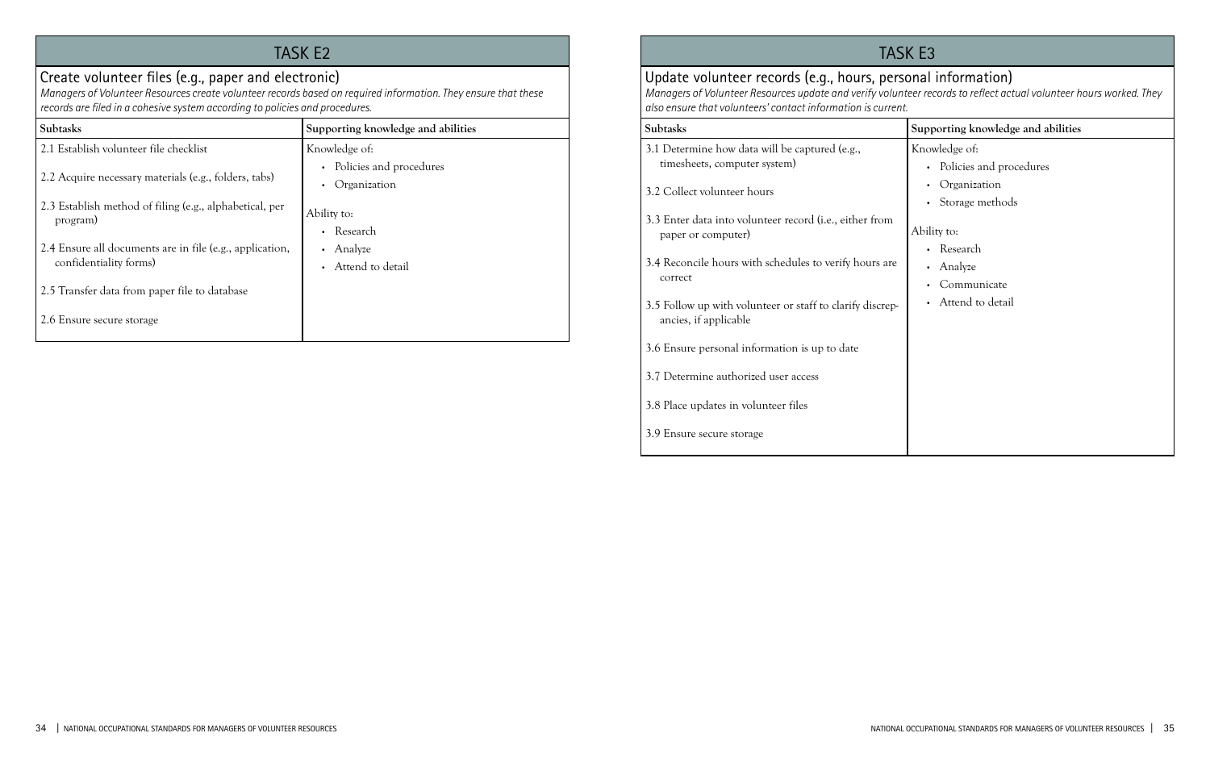## TASK E2

### Create volunteer files (e.g., paper and electronic)

*Managers of Volunteer Resources create volunteer records based on required information. They ensure that these records are filed in a cohesive system according to policies and procedures.*

| Subtasks | Supporting knowledge and abilities |
|---|---|
| 2.1 Establish volunteer file checklist<br><br>2.2 Acquire necessary materials (e.g., folders, tabs)<br><br>2.3 Establish method of filing (e.g., alphabetical, per program)<br><br>2.4 Ensure all documents are in file (e.g., application, confidentiality forms)<br><br>2.5 Transfer data from paper file to database<br><br>2.6 Ensure secure storage | Knowledge of:<br>• Policies and procedures<br>• Organization<br><br>Ability to:<br>• Research<br>• Analyze<br>• Attend to detail |

## TASK E3

### Update volunteer records (e.g., hours, personal information)

*Managers of Volunteer Resources update and verify volunteer records to reflect actual volunteer hours worked. They also ensure that volunteers' contact information is current.*

| Subtasks | Supporting knowledge and abilities |
|---|---|
| 3.1 Determine how data will be captured (e.g., timesheets, computer system)<br><br>3.2 Collect volunteer hours<br><br>3.3 Enter data into volunteer record (i.e., either from paper or computer)<br><br>3.4 Reconcile hours with schedules to verify hours are correct<br><br>3.5 Follow up with volunteer or staff to clarify discrepancies, if applicable<br><br>3.6 Ensure personal information is up to date<br><br>3.7 Determine authorized user access<br><br>3.8 Place updates in volunteer files<br><br>3.9 Ensure secure storage | Knowledge of:<br>• Policies and procedures<br>• Organization<br>• Storage methods<br><br>Ability to:<br>• Research<br>• Analyze<br>• Communicate<br>• Attend to detail |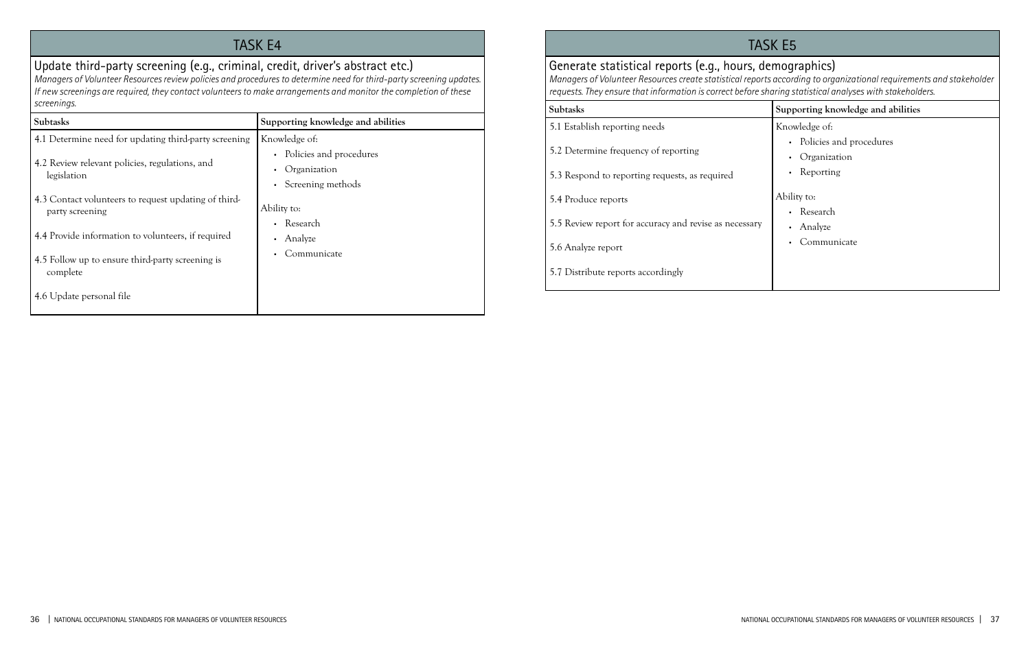## TASK E4

### Update third-party screening (e.g., criminal, credit, driver's abstract etc.)

*Managers of Volunteer Resources review policies and procedures to determine need for third-party screening updates. If new screenings are required, they contact volunteers to make arrangements and monitor the completion of these screenings.*

| Subtasks | Supporting knowledge and abilities |
| --- | --- |
| 4.1 Determine need for updating third-party screening<br>4.2 Review relevant policies, regulations, and legislation<br>4.3 Contact volunteers to request updating of third-party screening<br>4.4 Provide information to volunteers, if required<br>4.5 Follow up to ensure third-party screening is complete<br>4.6 Update personal file | Knowledge of:<br>• Policies and procedures<br>• Organization<br>• Screening methods<br><br>Ability to:<br>• Research<br>• Analyze<br>• Communicate |

## TASK E5

### Generate statistical reports (e.g., hours, demographics)

*Managers of Volunteer Resources create statistical reports according to organizational requirements and stakeholder requests. They ensure that information is correct before sharing statistical analyses with stakeholders.*

| Subtasks | Supporting knowledge and abilities |
| --- | --- |
| 5.1 Establish reporting needs<br>5.2 Determine frequency of reporting<br>5.3 Respond to reporting requests, as required<br>5.4 Produce reports<br>5.5 Review report for accuracy and revise as necessary<br>5.6 Analyze report<br>5.7 Distribute reports accordingly | Knowledge of:<br>• Policies and procedures<br>• Organization<br>• Reporting<br><br>Ability to:<br>• Research<br>• Analyze<br>• Communicate |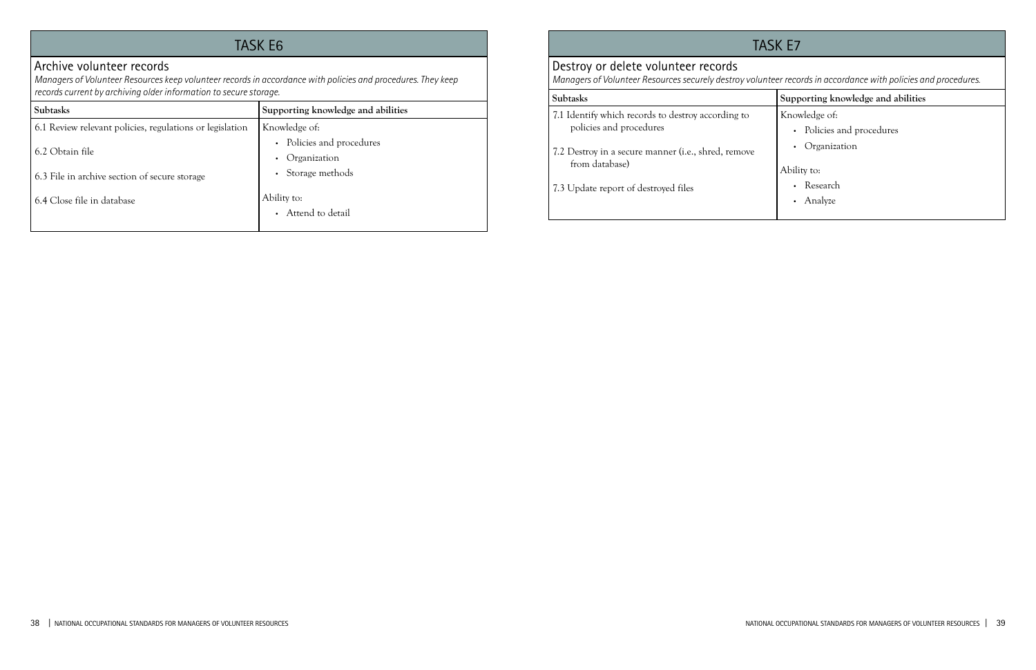## TASK E6

### Archive volunteer records

*Managers of Volunteer Resources keep volunteer records in accordance with policies and procedures. They keep records current by archiving older information to secure storage.*

| Subtasks | Supporting knowledge and abilities |
| --- | --- |
| 6.1 Review relevant policies, regulations or legislation<br><br>6.2 Obtain file<br><br>6.3 File in archive section of secure storage<br><br>6.4 Close file in database | Knowledge of:<br>• Policies and procedures<br>• Organization<br>• Storage methods<br><br>Ability to:<br>• Attend to detail |

## TASK E7

### Destroy or delete volunteer records

*Managers of Volunteer Resources securely destroy volunteer records in accordance with policies and procedures.*

| Subtasks | Supporting knowledge and abilities |
| --- | --- |
| 7.1 Identify which records to destroy according to policies and procedures<br><br>7.2 Destroy in a secure manner (i.e., shred, remove from database)<br><br>7.3 Update report of destroyed files | Knowledge of:<br>• Policies and procedures<br>• Organization<br><br>Ability to:<br>• Research<br>• Analyze |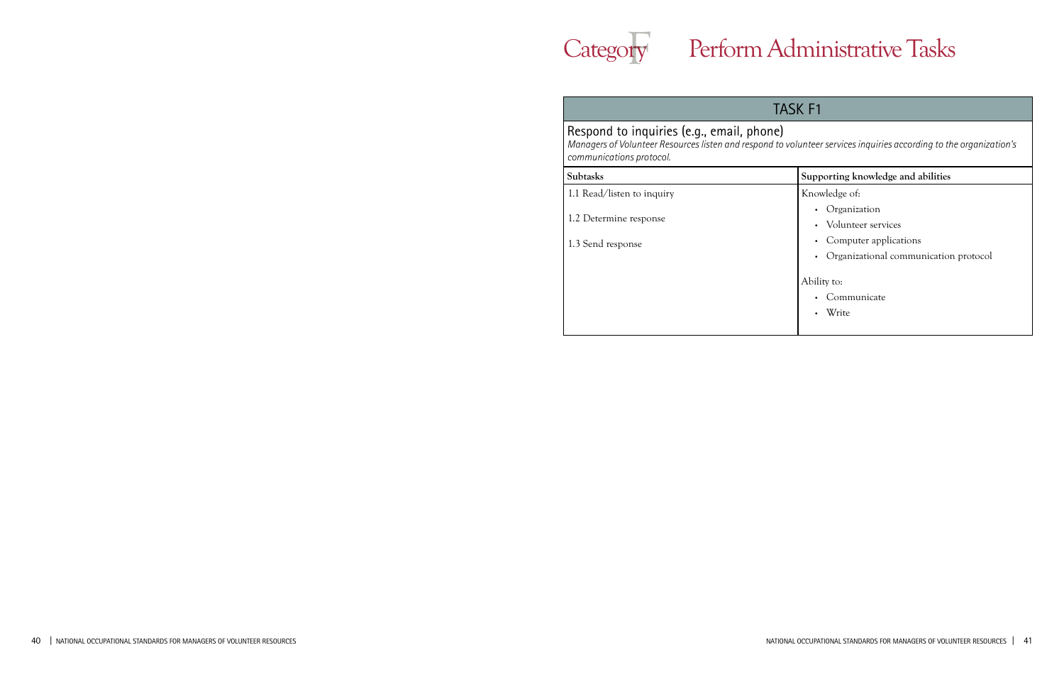# Category F Perform Administrative Tasks

## TASK F1

### Respond to inquiries (e.g., email, phone)

*Managers of Volunteer Resources listen and respond to volunteer services inquiries according to the organization's communications protocol.*

| Subtasks | Supporting knowledge and abilities |
| --- | --- |
| 1.1 Read/listen to inquiry<br>1.2 Determine response<br>1.3 Send response | Knowledge of:<br>• Organization<br>• Volunteer services<br>• Computer applications<br>• Organizational communication protocol<br><br>Ability to:<br>• Communicate<br>• Write |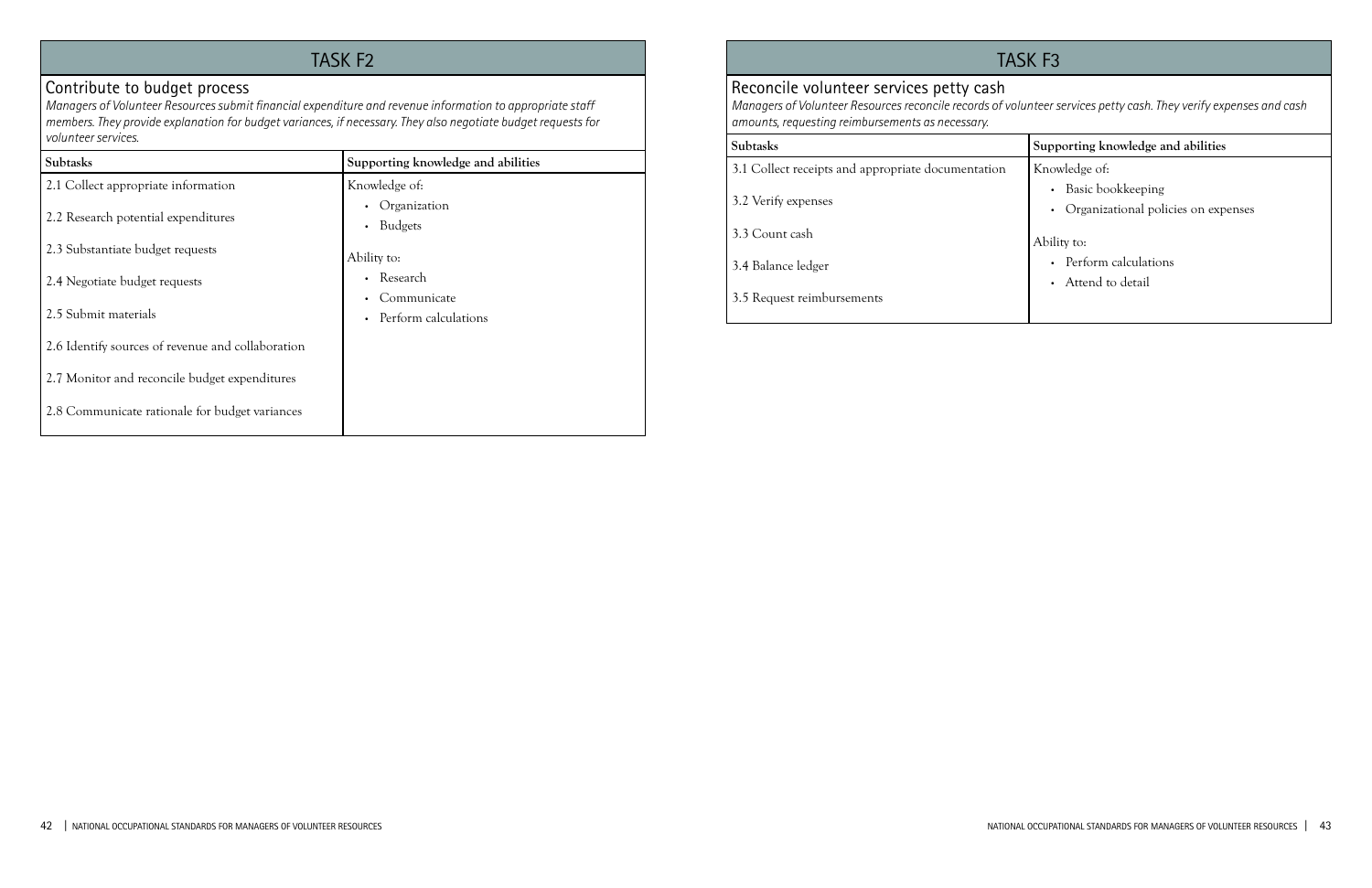## TASK F2

### Contribute to budget process

*Managers of Volunteer Resources submit financial expenditure and revenue information to appropriate staff members. They provide explanation for budget variances, if necessary. They also negotiate budget requests for volunteer services.*

| Subtasks | Supporting knowledge and abilities |
| --- | --- |
| 2.1 Collect appropriate information<br>2.2 Research potential expenditures<br>2.3 Substantiate budget requests<br>2.4 Negotiate budget requests<br>2.5 Submit materials<br>2.6 Identify sources of revenue and collaboration<br>2.7 Monitor and reconcile budget expenditures<br>2.8 Communicate rationale for budget variances | Knowledge of:<br>• Organization<br>• Budgets<br><br>Ability to:<br>• Research<br>• Communicate<br>• Perform calculations |

## TASK F3

### Reconcile volunteer services petty cash

*Managers of Volunteer Resources reconcile records of volunteer services petty cash. They verify expenses and cash amounts, requesting reimbursements as necessary.*

| Subtasks | Supporting knowledge and abilities |
| --- | --- |
| 3.1 Collect receipts and appropriate documentation<br>3.2 Verify expenses<br>3.3 Count cash<br>3.4 Balance ledger<br>3.5 Request reimbursements | Knowledge of:<br>• Basic bookkeeping<br>• Organizational policies on expenses<br><br>Ability to:<br>• Perform calculations<br>• Attend to detail |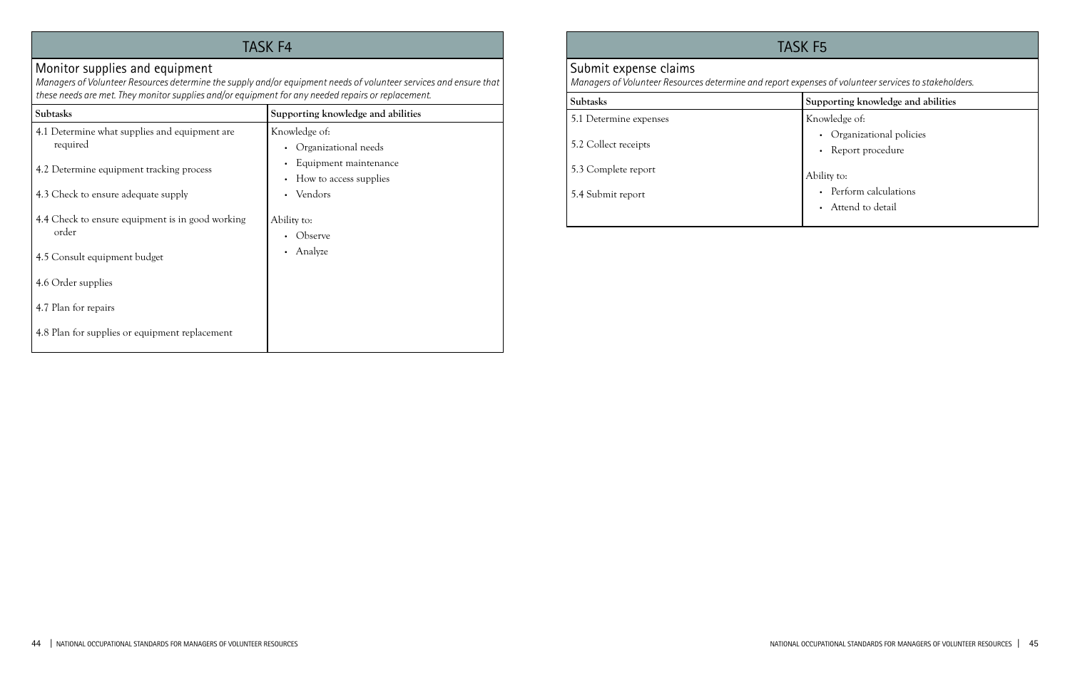## TASK F4

### Monitor supplies and equipment

*Managers of Volunteer Resources determine the supply and/or equipment needs of volunteer services and ensure that these needs are met. They monitor supplies and/or equipment for any needed repairs or replacement.*

| Subtasks | Supporting knowledge and abilities |
|---|---|
| 4.1 Determine what supplies and equipment are required<br>4.2 Determine equipment tracking process<br>4.3 Check to ensure adequate supply<br>4.4 Check to ensure equipment is in good working order<br>4.5 Consult equipment budget<br>4.6 Order supplies<br>4.7 Plan for repairs<br>4.8 Plan for supplies or equipment replacement | Knowledge of:<br>• Organizational needs<br>• Equipment maintenance<br>• How to access supplies<br>• Vendors<br><br>Ability to:<br>• Observe<br>• Analyze |

## TASK F5

### Submit expense claims

*Managers of Volunteer Resources determine and report expenses of volunteer services to stakeholders.*

| Subtasks | Supporting knowledge and abilities |
|---|---|
| 5.1 Determine expenses<br>5.2 Collect receipts<br>5.3 Complete report<br>5.4 Submit report | Knowledge of:<br>• Organizational policies<br>• Report procedure<br><br>Ability to:<br>• Perform calculations<br>• Attend to detail |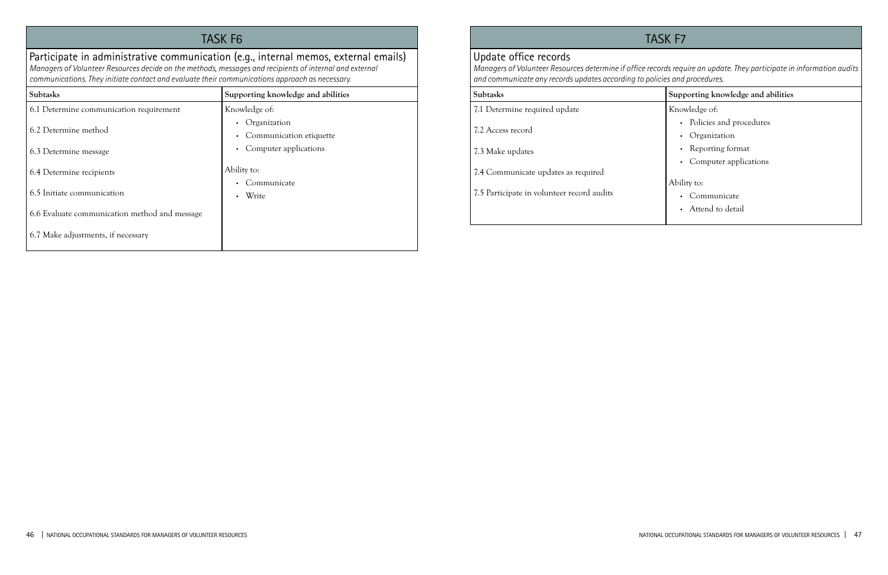## TASK F6

### Participate in administrative communication (e.g., internal memos, external emails)

*Managers of Volunteer Resources decide on the methods, messages and recipients of internal and external communications. They initiate contact and evaluate their communications approach as necessary.*

| Subtasks | Supporting knowledge and abilities |
| --- | --- |
| 6.1 Determine communication requirement<br>6.2 Determine method<br>6.3 Determine message<br>6.4 Determine recipients<br>6.5 Initiate communication<br>6.6 Evaluate communication method and message<br>6.7 Make adjustments, if necessary | Knowledge of:<br>• Organization<br>• Communication etiquette<br>• Computer applications<br><br>Ability to:<br>• Communicate<br>• Write |

## TASK F7

### Update office records

*Managers of Volunteer Resources determine if office records require an update. They participate in information audits and communicate any records updates according to policies and procedures.*

| Subtasks | Supporting knowledge and abilities |
| --- | --- |
| 7.1 Determine required update<br>7.2 Access record<br>7.3 Make updates<br>7.4 Communicate updates as required<br>7.5 Participate in volunteer record audits | Knowledge of:<br>• Policies and procedures<br>• Organization<br>• Reporting format<br>• Computer applications<br><br>Ability to:<br>• Communicate<br>• Attend to detail |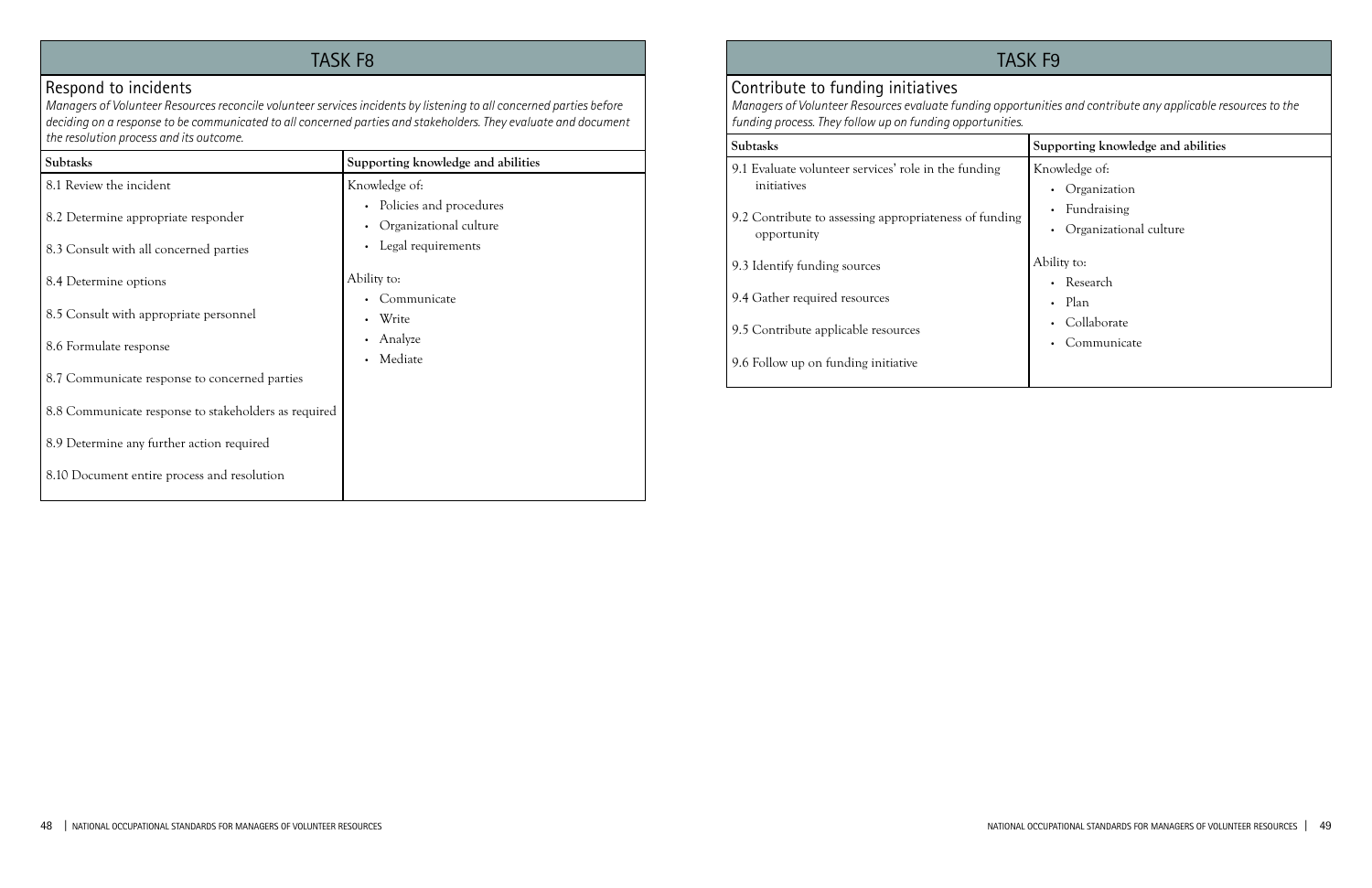## TASK F8

### Respond to incidents

*Managers of Volunteer Resources reconcile volunteer services incidents by listening to all concerned parties before deciding on a response to be communicated to all concerned parties and stakeholders. They evaluate and document the resolution process and its outcome.*

| Subtasks | Supporting knowledge and abilities |
|---|---|
| 8.1 Review the incident<br>8.2 Determine appropriate responder<br>8.3 Consult with all concerned parties<br>8.4 Determine options<br>8.5 Consult with appropriate personnel<br>8.6 Formulate response<br>8.7 Communicate response to concerned parties<br>8.8 Communicate response to stakeholders as required<br>8.9 Determine any further action required<br>8.10 Document entire process and resolution | Knowledge of:<br>• Policies and procedures<br>• Organizational culture<br>• Legal requirements<br><br>Ability to:<br>• Communicate<br>• Write<br>• Analyze<br>• Mediate |

## TASK F9

### Contribute to funding initiatives

*Managers of Volunteer Resources evaluate funding opportunities and contribute any applicable resources to the funding process. They follow up on funding opportunities.*

| Subtasks | Supporting knowledge and abilities |
|---|---|
| 9.1 Evaluate volunteer services' role in the funding initiatives<br>9.2 Contribute to assessing appropriateness of funding opportunity<br>9.3 Identify funding sources<br>9.4 Gather required resources<br>9.5 Contribute applicable resources<br>9.6 Follow up on funding initiative | Knowledge of:<br>• Organization<br>• Fundraising<br>• Organizational culture<br><br>Ability to:<br>• Research<br>• Plan<br>• Collaborate<br>• Communicate |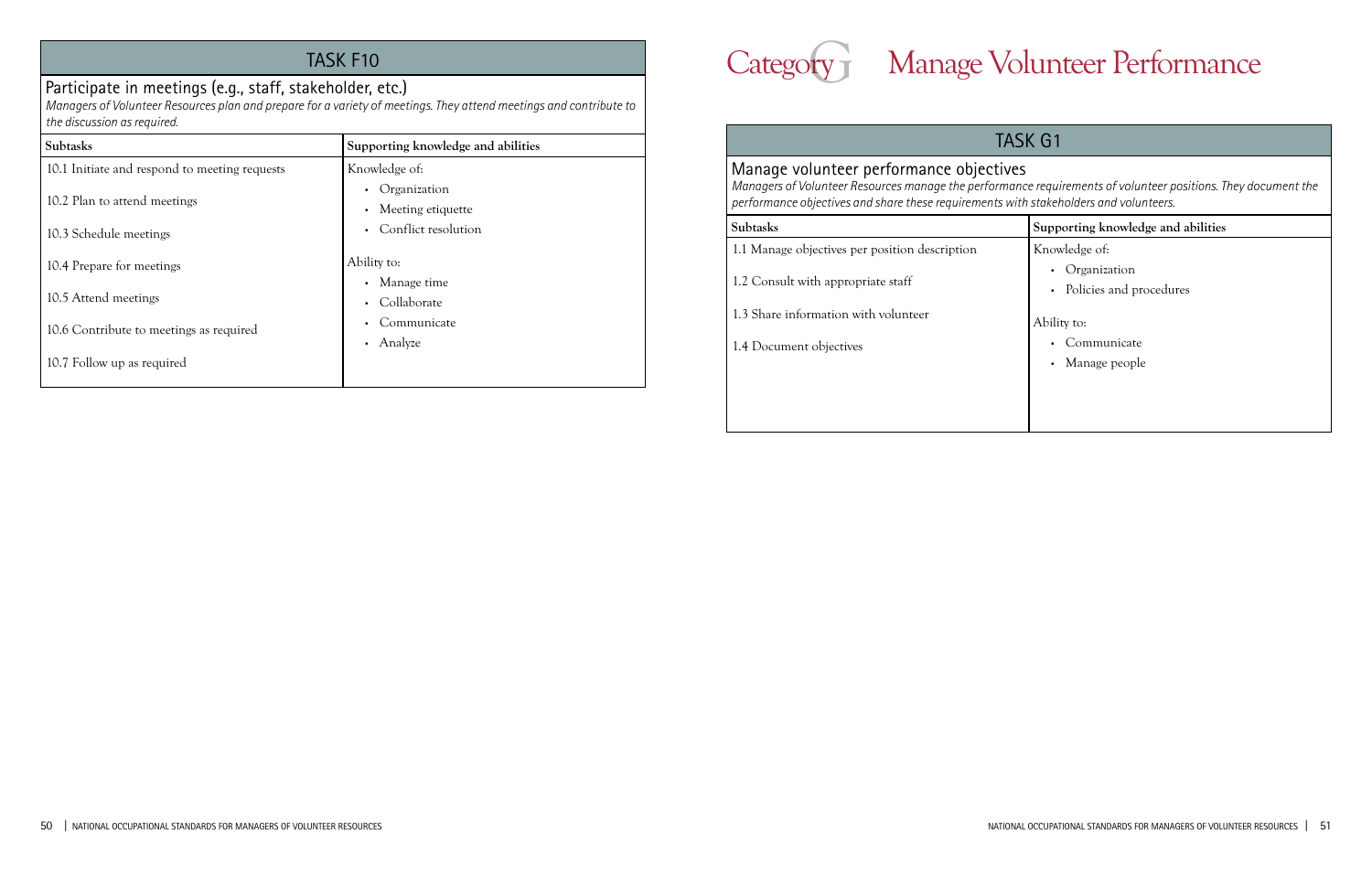## TASK F10

### Participate in meetings (e.g., staff, stakeholder, etc.)

*Managers of Volunteer Resources plan and prepare for a variety of meetings. They attend meetings and contribute to the discussion as required.*

| Subtasks | Supporting knowledge and abilities |
| --- | --- |
| 10.1 Initiate and respond to meeting requests | Knowledge of: |
| 10.2 Plan to attend meetings | • Organization |
| 10.3 Schedule meetings | • Meeting etiquette |
| 10.4 Prepare for meetings | • Conflict resolution |
| 10.5 Attend meetings | Ability to: |
| 10.6 Contribute to meetings as required | • Manage time |
| 10.7 Follow up as required | • Collaborate |
| | • Communicate |
| | • Analyze |

# Category G Manage Volunteer Performance

## TASK G1

### Manage volunteer performance objectives

*Managers of Volunteer Resources manage the performance requirements of volunteer positions. They document the performance objectives and share these requirements with stakeholders and volunteers.*

| Subtasks | Supporting knowledge and abilities |
| --- | --- |
| 1.1 Manage objectives per position description | Knowledge of: |
| 1.2 Consult with appropriate staff | • Organization |
| 1.3 Share information with volunteer | • Policies and procedures |
| 1.4 Document objectives | Ability to: |
| | • Communicate |
| | • Manage people |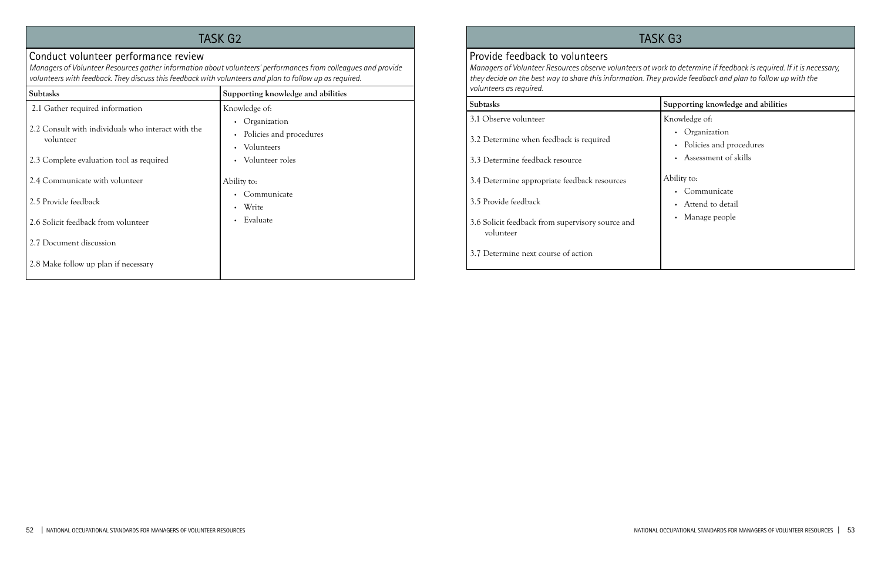## TASK G2

### Conduct volunteer performance review

*Managers of Volunteer Resources gather information about volunteers' performances from colleagues and provide volunteers with feedback. They discuss this feedback with volunteers and plan to follow up as required.*

| Subtasks | Supporting knowledge and abilities |
|---|---|
| 2.1 Gather required information<br><br>2.2 Consult with individuals who interact with the volunteer<br><br>2.3 Complete evaluation tool as required<br><br>2.4 Communicate with volunteer<br><br>2.5 Provide feedback<br><br>2.6 Solicit feedback from volunteer<br><br>2.7 Document discussion<br><br>2.8 Make follow up plan if necessary | Knowledge of:<br>• Organization<br>• Policies and procedures<br>• Volunteers<br>• Volunteer roles<br><br>Ability to:<br>• Communicate<br>• Write<br>• Evaluate |

## TASK G3

### Provide feedback to volunteers

*Managers of Volunteer Resources observe volunteers at work to determine if feedback is required. If it is necessary, they decide on the best way to share this information. They provide feedback and plan to follow up with the volunteers as required.*

| Subtasks | Supporting knowledge and abilities |
|---|---|
| 3.1 Observe volunteer<br><br>3.2 Determine when feedback is required<br><br>3.3 Determine feedback resource<br><br>3.4 Determine appropriate feedback resources<br><br>3.5 Provide feedback<br><br>3.6 Solicit feedback from supervisory source and volunteer<br><br>3.7 Determine next course of action | Knowledge of:<br>• Organization<br>• Policies and procedures<br>• Assessment of skills<br><br>Ability to:<br>• Communicate<br>• Attend to detail<br>• Manage people |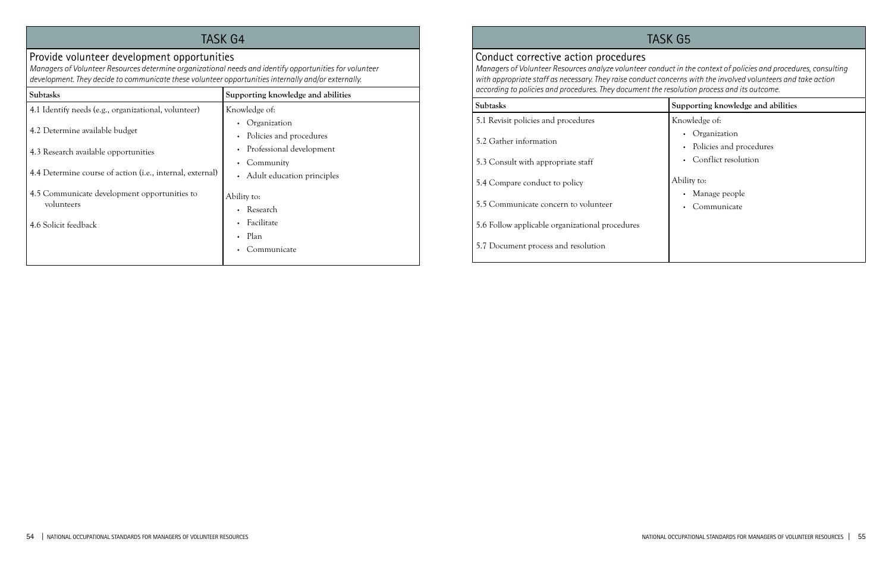## TASK G4

### Provide volunteer development opportunities

*Managers of Volunteer Resources determine organizational needs and identify opportunities for volunteer development. They decide to communicate these volunteer opportunities internally and/or externally.*

| Subtasks | Supporting knowledge and abilities |
|---|---|
| 4.1 Identify needs (e.g., organizational, volunteer)<br><br>4.2 Determine available budget<br><br>4.3 Research available opportunities<br><br>4.4 Determine course of action (i.e., internal, external)<br><br>4.5 Communicate development opportunities to volunteers<br><br>4.6 Solicit feedback | Knowledge of:<br>• Organization<br>• Policies and procedures<br>• Professional development<br>• Community<br>• Adult education principles<br><br>Ability to:<br>• Research<br>• Facilitate<br>• Plan<br>• Communicate |

## TASK G5

### Conduct corrective action procedures

*Managers of Volunteer Resources analyze volunteer conduct in the context of policies and procedures, consulting with appropriate staff as necessary. They raise conduct concerns with the involved volunteers and take action according to policies and procedures. They document the resolution process and its outcome.*

| Subtasks | Supporting knowledge and abilities |
|---|---|
| 5.1 Revisit policies and procedures<br><br>5.2 Gather information<br><br>5.3 Consult with appropriate staff<br><br>5.4 Compare conduct to policy<br><br>5.5 Communicate concern to volunteer<br><br>5.6 Follow applicable organizational procedures<br><br>5.7 Document process and resolution | Knowledge of:<br>• Organization<br>• Policies and procedures<br>• Conflict resolution<br><br>Ability to:<br>• Manage people<br>• Communicate |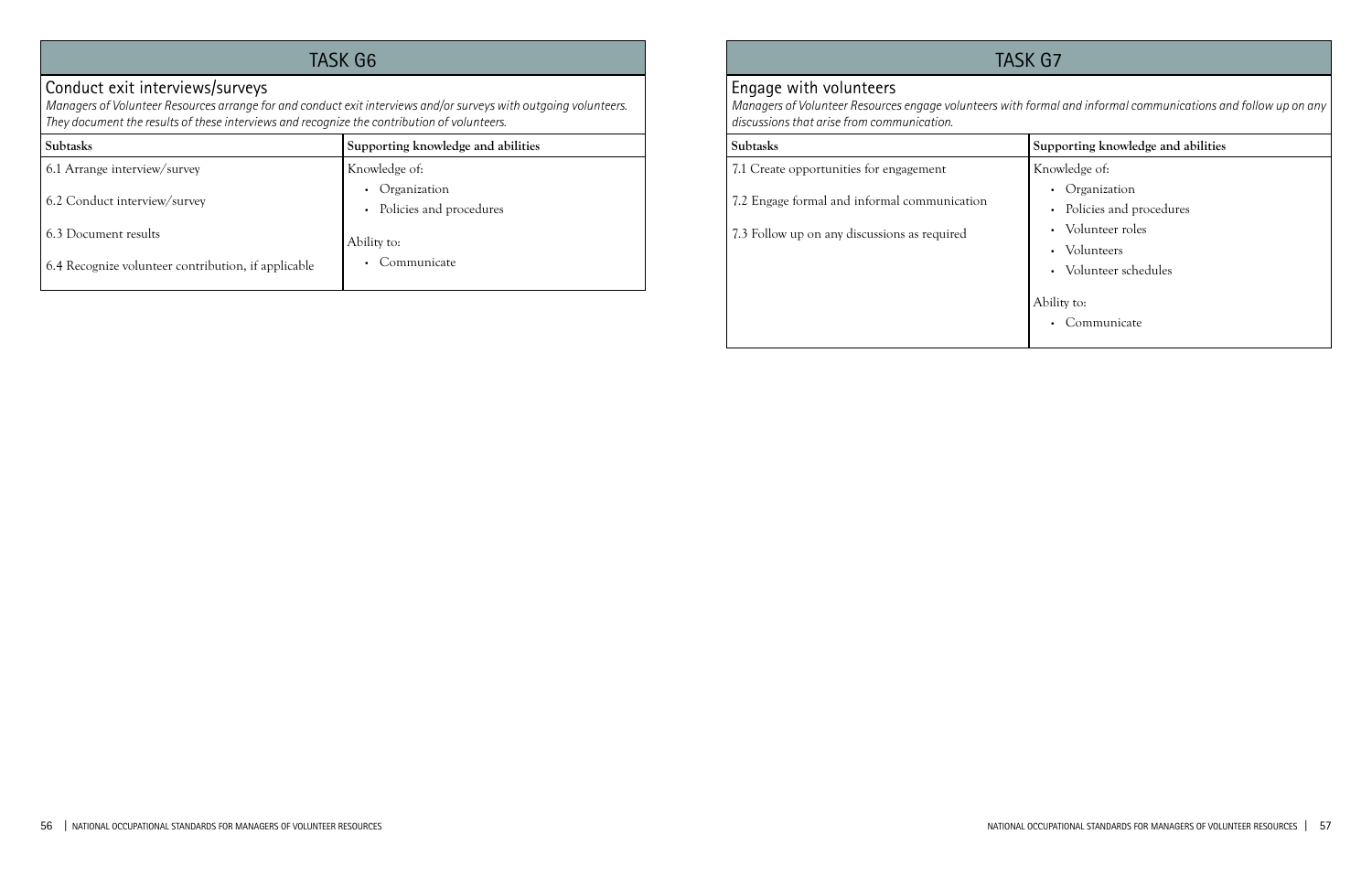## TASK G6

### Conduct exit interviews/surveys

*Managers of Volunteer Resources arrange for and conduct exit interviews and/or surveys with outgoing volunteers. They document the results of these interviews and recognize the contribution of volunteers.*

| Subtasks | Supporting knowledge and abilities |
| --- | --- |
| 6.1 Arrange interview/survey<br>6.2 Conduct interview/survey<br>6.3 Document results<br>6.4 Recognize volunteer contribution, if applicable | Knowledge of:<br>• Organization<br>• Policies and procedures<br><br>Ability to:<br>• Communicate |

## TASK G7

### Engage with volunteers

*Managers of Volunteer Resources engage volunteers with formal and informal communications and follow up on any discussions that arise from communication.*

| Subtasks | Supporting knowledge and abilities |
| --- | --- |
| 7.1 Create opportunities for engagement<br>7.2 Engage formal and informal communication<br>7.3 Follow up on any discussions as required | Knowledge of:<br>• Organization<br>• Policies and procedures<br>• Volunteer roles<br>• Volunteers<br>• Volunteer schedules<br><br>Ability to:<br>• Communicate |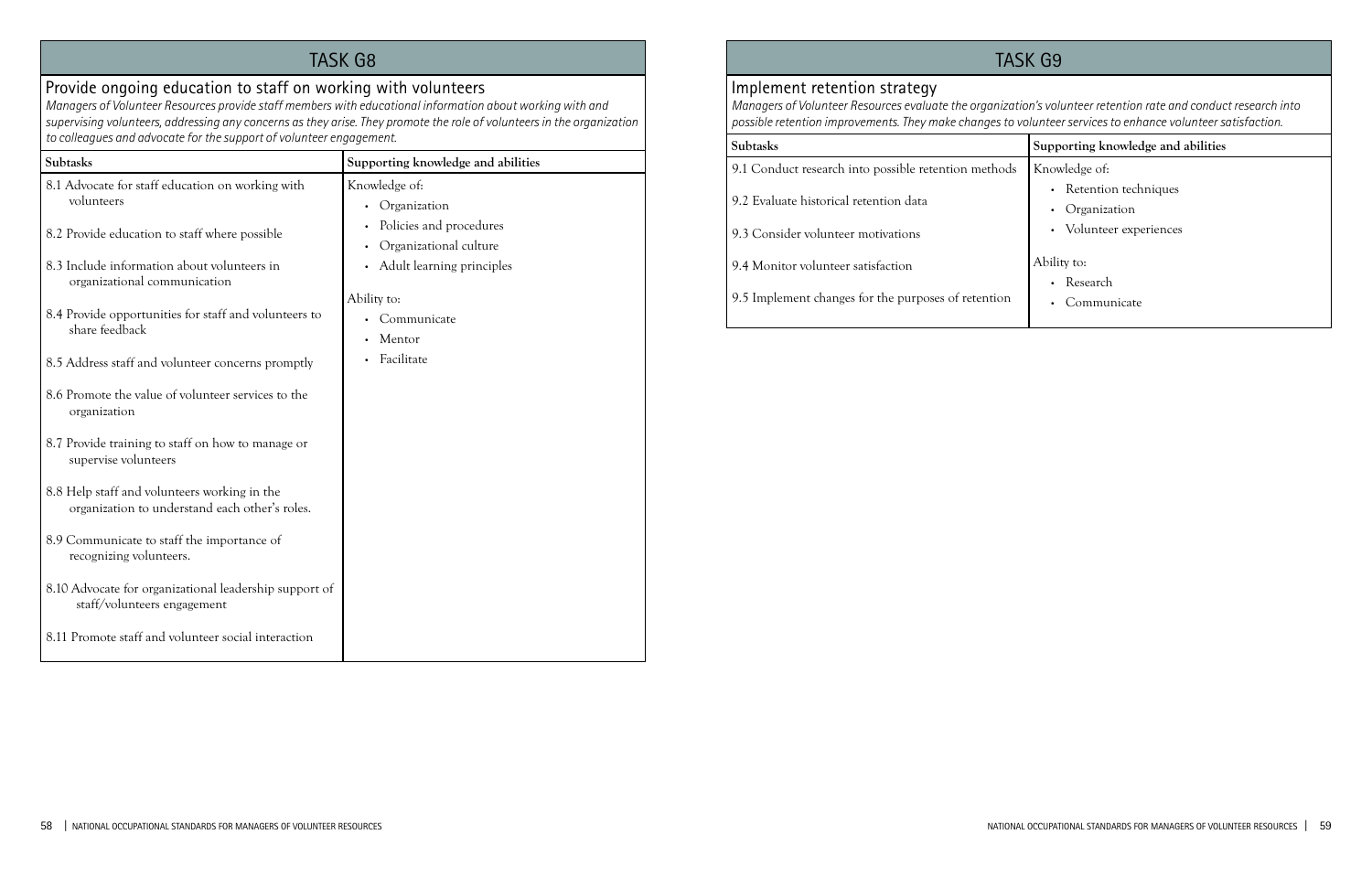## TASK G8

### Provide ongoing education to staff on working with volunteers

*Managers of Volunteer Resources provide staff members with educational information about working with and supervising volunteers, addressing any concerns as they arise. They promote the role of volunteers in the organization to colleagues and advocate for the support of volunteer engagement.*

| Subtasks | Supporting knowledge and abilities |
|---|---|
| 8.1 Advocate for staff education on working with volunteers<br><br>8.2 Provide education to staff where possible<br><br>8.3 Include information about volunteers in organizational communication<br><br>8.4 Provide opportunities for staff and volunteers to share feedback<br><br>8.5 Address staff and volunteer concerns promptly<br><br>8.6 Promote the value of volunteer services to the organization<br><br>8.7 Provide training to staff on how to manage or supervise volunteers<br><br>8.8 Help staff and volunteers working in the organization to understand each other's roles.<br><br>8.9 Communicate to staff the importance of recognizing volunteers.<br><br>8.10 Advocate for organizational leadership support of staff/volunteers engagement<br><br>8.11 Promote staff and volunteer social interaction | Knowledge of:<br>• Organization<br>• Policies and procedures<br>• Organizational culture<br>• Adult learning principles<br><br>Ability to:<br>• Communicate<br>• Mentor<br>• Facilitate |

## TASK G9

### Implement retention strategy

*Managers of Volunteer Resources evaluate the organization's volunteer retention rate and conduct research into possible retention improvements. They make changes to volunteer services to enhance volunteer satisfaction.*

| Subtasks | Supporting knowledge and abilities |
|---|---|
| 9.1 Conduct research into possible retention methods<br><br>9.2 Evaluate historical retention data<br><br>9.3 Consider volunteer motivations<br><br>9.4 Monitor volunteer satisfaction<br><br>9.5 Implement changes for the purposes of retention | Knowledge of:<br>• Retention techniques<br>• Organization<br>• Volunteer experiences<br><br>Ability to:<br>• Research<br>• Communicate |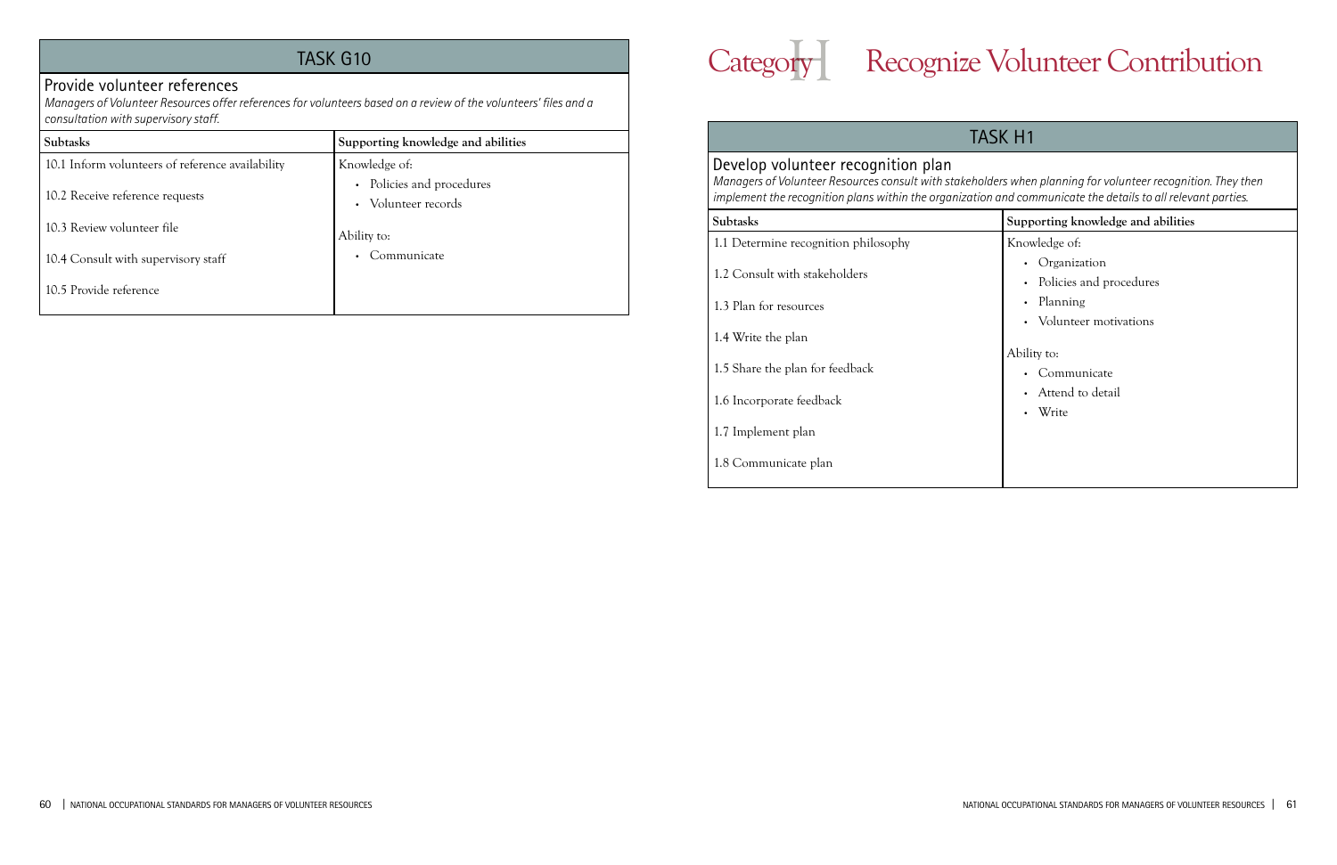## TASK G10

### Provide volunteer references

*Managers of Volunteer Resources offer references for volunteers based on a review of the volunteers' files and a consultation with supervisory staff.*

| Subtasks | Supporting knowledge and abilities |
|---|---|
| 10.1 Inform volunteers of reference availability<br>10.2 Receive reference requests<br>10.3 Review volunteer file<br>10.4 Consult with supervisory staff<br>10.5 Provide reference | Knowledge of:<br>• Policies and procedures<br>• Volunteer records<br><br>Ability to:<br>• Communicate |

# Category H Recognize Volunteer Contribution

## TASK H1

### Develop volunteer recognition plan

*Managers of Volunteer Resources consult with stakeholders when planning for volunteer recognition. They then implement the recognition plans within the organization and communicate the details to all relevant parties.*

| Subtasks | Supporting knowledge and abilities |
|---|---|
| 1.1 Determine recognition philosophy<br>1.2 Consult with stakeholders<br>1.3 Plan for resources<br>1.4 Write the plan<br>1.5 Share the plan for feedback<br>1.6 Incorporate feedback<br>1.7 Implement plan<br>1.8 Communicate plan | Knowledge of:<br>• Organization<br>• Policies and procedures<br>• Planning<br>• Volunteer motivations<br><br>Ability to:<br>• Communicate<br>• Attend to detail<br>• Write |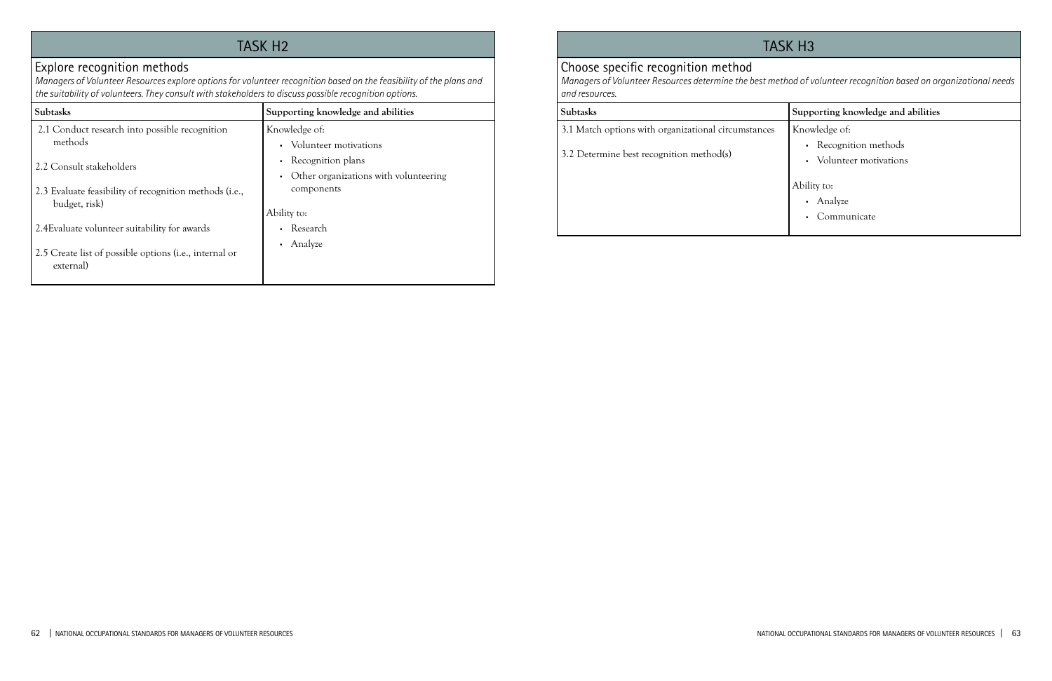## TASK H2

### Explore recognition methods

*Managers of Volunteer Resources explore options for volunteer recognition based on the feasibility of the plans and the suitability of volunteers. They consult with stakeholders to discuss possible recognition options.*

| Subtasks | Supporting knowledge and abilities |
| --- | --- |
| 2.1 Conduct research into possible recognition methods<br><br>2.2 Consult stakeholders<br><br>2.3 Evaluate feasibility of recognition methods (i.e., budget, risk)<br><br>2.4Evaluate volunteer suitability for awards<br><br>2.5 Create list of possible options (i.e., internal or external) | Knowledge of:<br>• Volunteer motivations<br>• Recognition plans<br>• Other organizations with volunteering components<br><br>Ability to:<br>• Research<br>• Analyze |

## TASK H3

### Choose specific recognition method

*Managers of Volunteer Resources determine the best method of volunteer recognition based on organizational needs and resources.*

| Subtasks | Supporting knowledge and abilities |
| --- | --- |
| 3.1 Match options with organizational circumstances<br><br>3.2 Determine best recognition method(s) | Knowledge of:<br>• Recognition methods<br>• Volunteer motivations<br><br>Ability to:<br>• Analyze<br>• Communicate |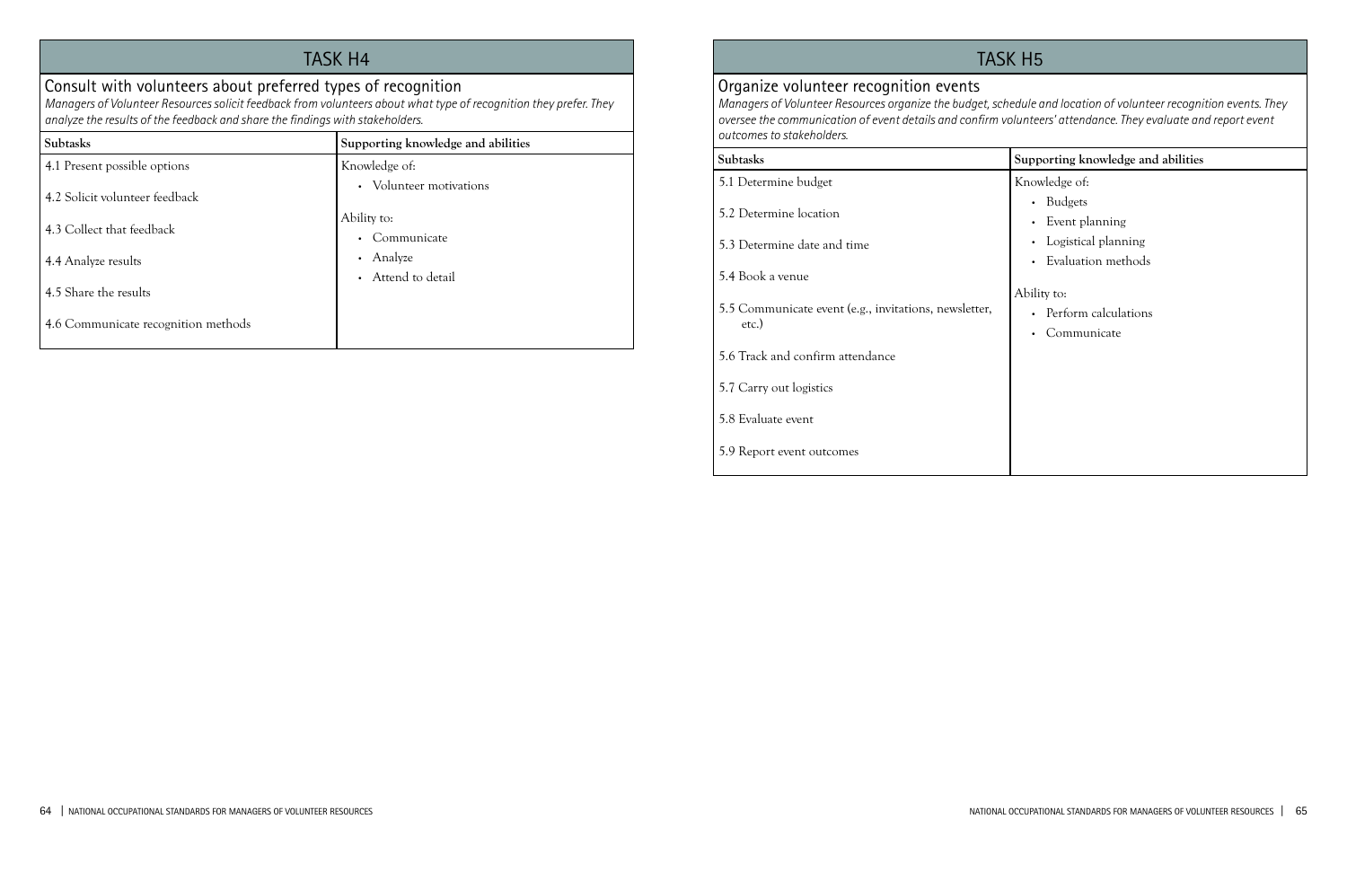## TASK H4

### Consult with volunteers about preferred types of recognition

*Managers of Volunteer Resources solicit feedback from volunteers about what type of recognition they prefer. They analyze the results of the feedback and share the findings with stakeholders.*

| Subtasks | Supporting knowledge and abilities |
|---|---|
| 4.1 Present possible options<br>4.2 Solicit volunteer feedback<br>4.3 Collect that feedback<br>4.4 Analyze results<br>4.5 Share the results<br>4.6 Communicate recognition methods | Knowledge of:<br>• Volunteer motivations<br><br>Ability to:<br>• Communicate<br>• Analyze<br>• Attend to detail |

## TASK H5

### Organize volunteer recognition events

*Managers of Volunteer Resources organize the budget, schedule and location of volunteer recognition events. They oversee the communication of event details and confirm volunteers' attendance. They evaluate and report event outcomes to stakeholders.*

| Subtasks | Supporting knowledge and abilities |
|---|---|
| 5.1 Determine budget<br>5.2 Determine location<br>5.3 Determine date and time<br>5.4 Book a venue<br>5.5 Communicate event (e.g., invitations, newsletter, etc.)<br>5.6 Track and confirm attendance<br>5.7 Carry out logistics<br>5.8 Evaluate event<br>5.9 Report event outcomes | Knowledge of:<br>• Budgets<br>• Event planning<br>• Logistical planning<br>• Evaluation methods<br><br>Ability to:<br>• Perform calculations<br>• Communicate |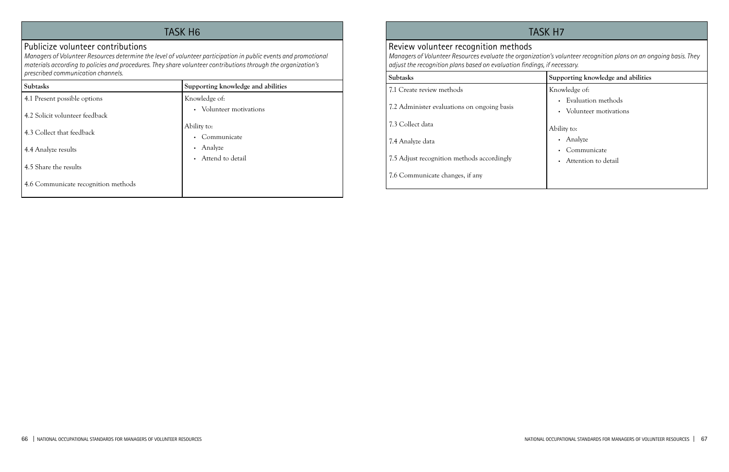## TASK H6

### Publicize volunteer contributions

*Managers of Volunteer Resources determine the level of volunteer participation in public events and promotional materials according to policies and procedures. They share volunteer contributions through the organization's prescribed communication channels.*

| Subtasks | Supporting knowledge and abilities |
|---|---|
| 4.1 Present possible options<br>4.2 Solicit volunteer feedback<br>4.3 Collect that feedback<br>4.4 Analyze results<br>4.5 Share the results<br>4.6 Communicate recognition methods | Knowledge of:<br>• Volunteer motivations<br><br>Ability to:<br>• Communicate<br>• Analyze<br>• Attend to detail |

## TASK H7

### Review volunteer recognition methods

*Managers of Volunteer Resources evaluate the organization's volunteer recognition plans on an ongoing basis. They adjust the recognition plans based on evaluation findings, if necessary.*

| Subtasks | Supporting knowledge and abilities |
|---|---|
| 7.1 Create review methods<br>7.2 Administer evaluations on ongoing basis<br>7.3 Collect data<br>7.4 Analyze data<br>7.5 Adjust recognition methods accordingly<br>7.6 Communicate changes, if any | Knowledge of:<br>• Evaluation methods<br>• Volunteer motivations<br><br>Ability to:<br>• Analyze<br>• Communicate<br>• Attention to detail |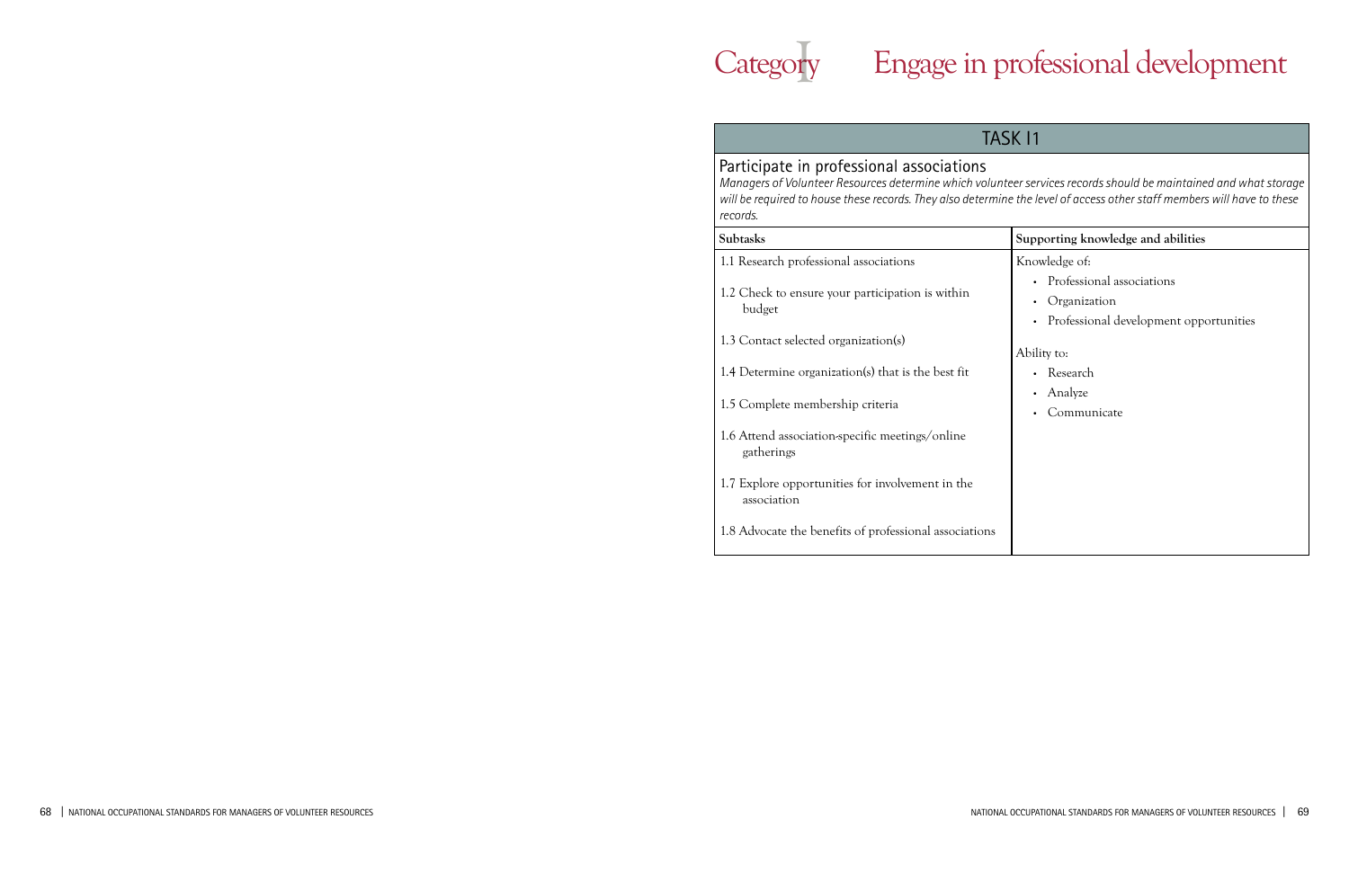# Category I Engage in professional development

## TASK I1

### Participate in professional associations

*Managers of Volunteer Resources determine which volunteer services records should be maintained and what storage will be required to house these records. They also determine the level of access other staff members will have to these records.*

| Subtasks | Supporting knowledge and abilities |
|---|---|
| 1.1 Research professional associations<br>1.2 Check to ensure your participation is within budget<br>1.3 Contact selected organization(s)<br>1.4 Determine organization(s) that is the best fit<br>1.5 Complete membership criteria<br>1.6 Attend association-specific meetings/online gatherings<br>1.7 Explore opportunities for involvement in the association<br>1.8 Advocate the benefits of professional associations | Knowledge of:<br>• Professional associations<br>• Organization<br>• Professional development opportunities<br><br>Ability to:<br>• Research<br>• Analyze<br>• Communicate |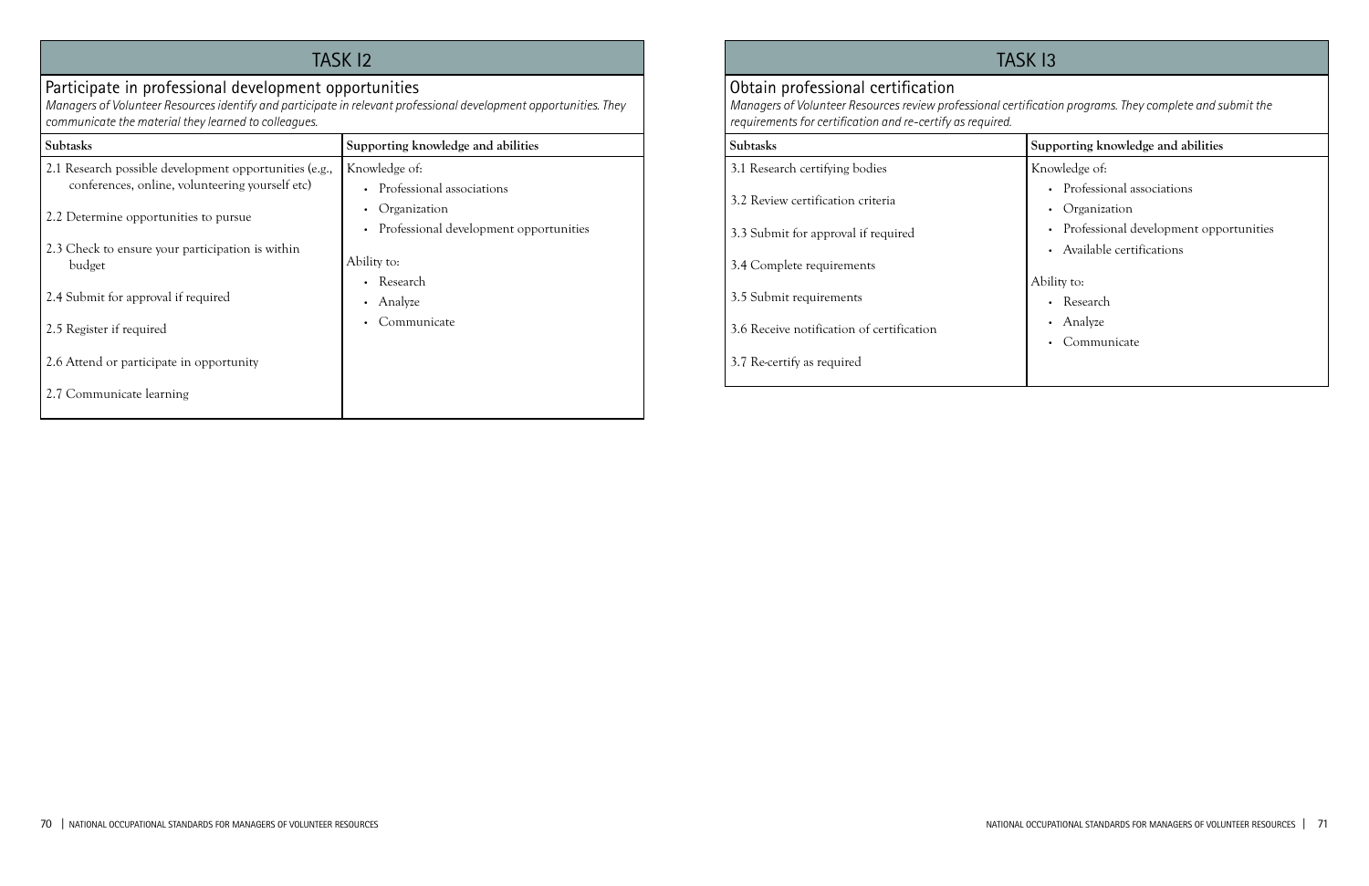## TASK I2

### Participate in professional development opportunities

*Managers of Volunteer Resources identify and participate in relevant professional development opportunities. They communicate the material they learned to colleagues.*

| Subtasks | Supporting knowledge and abilities |
|---|---|
| 2.1 Research possible development opportunities (e.g., conferences, online, volunteering yourself etc)<br><br>2.2 Determine opportunities to pursue<br><br>2.3 Check to ensure your participation is within budget<br><br>2.4 Submit for approval if required<br><br>2.5 Register if required<br><br>2.6 Attend or participate in opportunity<br><br>2.7 Communicate learning | Knowledge of:<br>• Professional associations<br>• Organization<br>• Professional development opportunities<br><br>Ability to:<br>• Research<br>• Analyze<br>• Communicate |

## TASK I3

### Obtain professional certification

*Managers of Volunteer Resources review professional certification programs. They complete and submit the requirements for certification and re-certify as required.*

| Subtasks | Supporting knowledge and abilities |
|---|---|
| 3.1 Research certifying bodies<br><br>3.2 Review certification criteria<br><br>3.3 Submit for approval if required<br><br>3.4 Complete requirements<br><br>3.5 Submit requirements<br><br>3.6 Receive notification of certification<br><br>3.7 Re-certify as required | Knowledge of:<br>• Professional associations<br>• Organization<br>• Professional development opportunities<br>• Available certifications<br><br>Ability to:<br>• Research<br>• Analyze<br>• Communicate |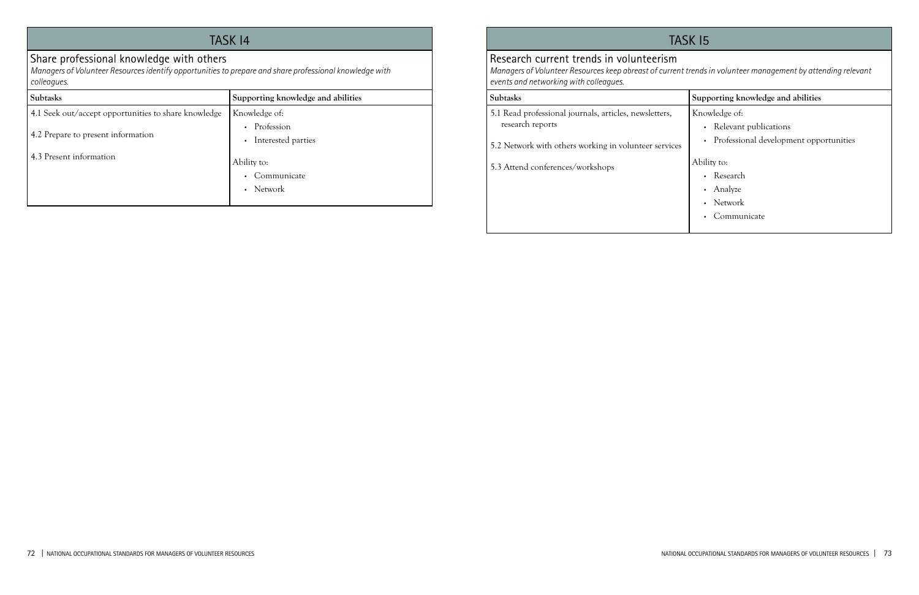## TASK I4

### Share professional knowledge with others

*Managers of Volunteer Resources identify opportunities to prepare and share professional knowledge with colleagues.*

| Subtasks | Supporting knowledge and abilities |
|---|---|
| 4.1 Seek out/accept opportunities to share knowledge<br><br>4.2 Prepare to present information<br><br>4.3 Present information | Knowledge of:<br>• Profession<br>• Interested parties<br><br>Ability to:<br>• Communicate<br>• Network |

## TASK I5

### Research current trends in volunteerism

*Managers of Volunteer Resources keep abreast of current trends in volunteer management by attending relevant events and networking with colleagues.*

| Subtasks | Supporting knowledge and abilities |
|---|---|
| 5.1 Read professional journals, articles, newsletters, research reports<br><br>5.2 Network with others working in volunteer services<br><br>5.3 Attend conferences/workshops | Knowledge of:<br>• Relevant publications<br>• Professional development opportunities<br><br>Ability to:<br>• Research<br>• Analyze<br>• Network<br>• Communicate |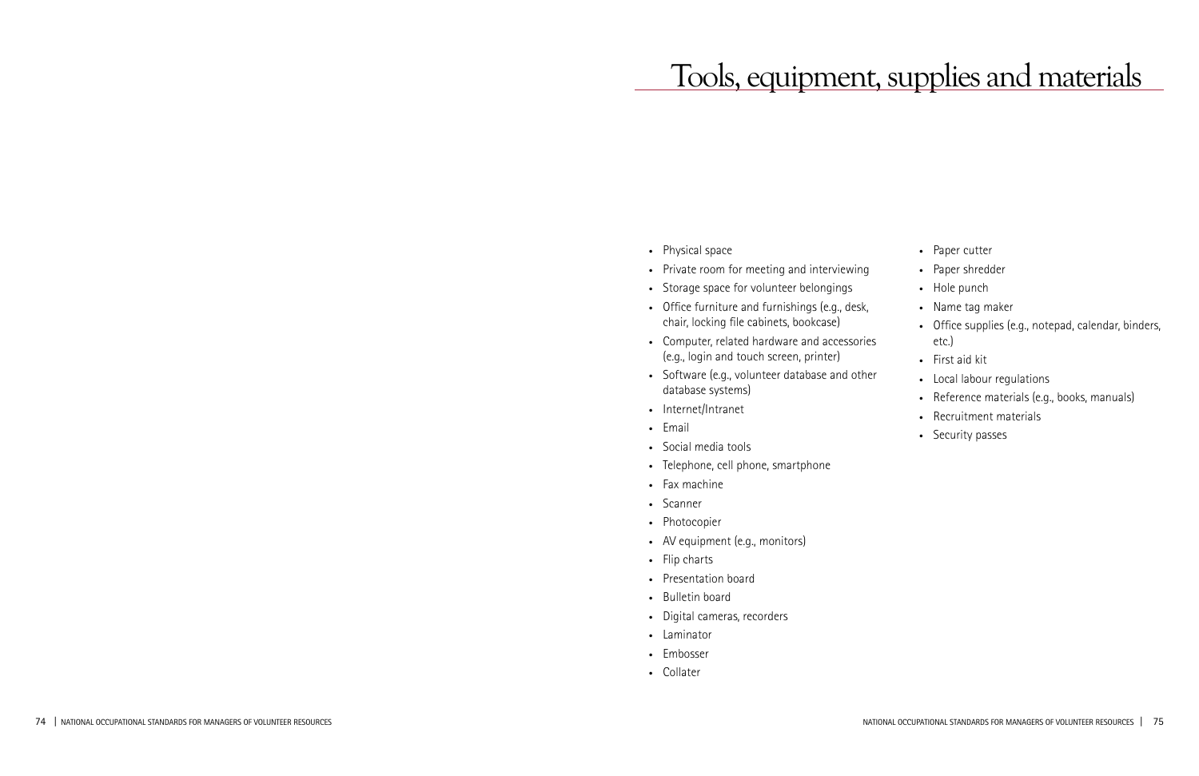# Tools, equipment, supplies and materials

- Physical space
- Private room for meeting and interviewing
- Storage space for volunteer belongings
- Office furniture and furnishings (e.g., desk, chair, locking file cabinets, bookcase)
- Computer, related hardware and accessories (e.g., login and touch screen, printer)
- Software (e.g., volunteer database and other database systems)
- Internet/Intranet
- Email
- Social media tools
- Telephone, cell phone, smartphone
- Fax machine
- Scanner
- Photocopier
- AV equipment (e.g., monitors)
- Flip charts
- Presentation board
- Bulletin board
- Digital cameras, recorders
- Laminator
- Embosser
- Collater
- Paper cutter
- Paper shredder
- Hole punch
- Name tag maker
- Office supplies (e.g., notepad, calendar, binders, etc.)
- First aid kit
- Local labour regulations
- Reference materials (e.g., books, manuals)
- Recruitment materials
- Security passes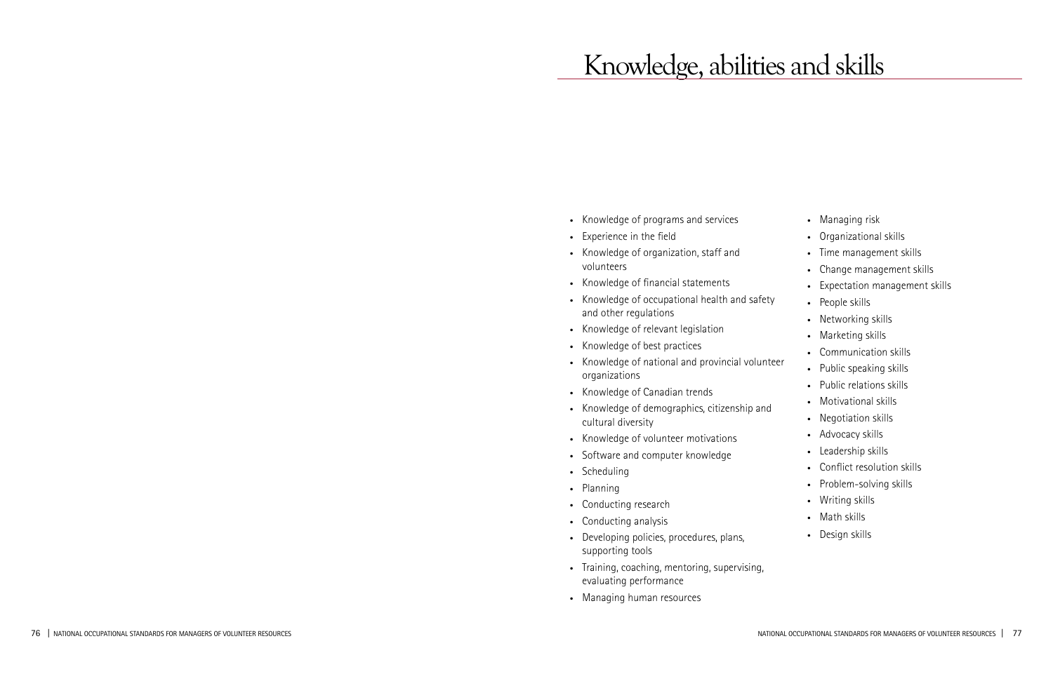# Knowledge, abilities and skills

- Knowledge of programs and services
- Experience in the field
- Knowledge of organization, staff and volunteers
- Knowledge of financial statements
- Knowledge of occupational health and safety and other regulations
- Knowledge of relevant legislation
- Knowledge of best practices
- Knowledge of national and provincial volunteer organizations
- Knowledge of Canadian trends
- Knowledge of demographics, citizenship and cultural diversity
- Knowledge of volunteer motivations
- Software and computer knowledge
- Scheduling
- Planning
- Conducting research
- Conducting analysis
- Developing policies, procedures, plans, supporting tools
- Training, coaching, mentoring, supervising, evaluating performance
- Managing human resources
- Managing risk
- Organizational skills
- Time management skills
- Change management skills
- Expectation management skills
- People skills
- Networking skills
- Marketing skills
- Communication skills
- Public speaking skills
- Public relations skills
- Motivational skills
- Negotiation skills
- Advocacy skills
- Leadership skills
- Conflict resolution skills
- Problem-solving skills
- Writing skills
- Math skills
- Design skills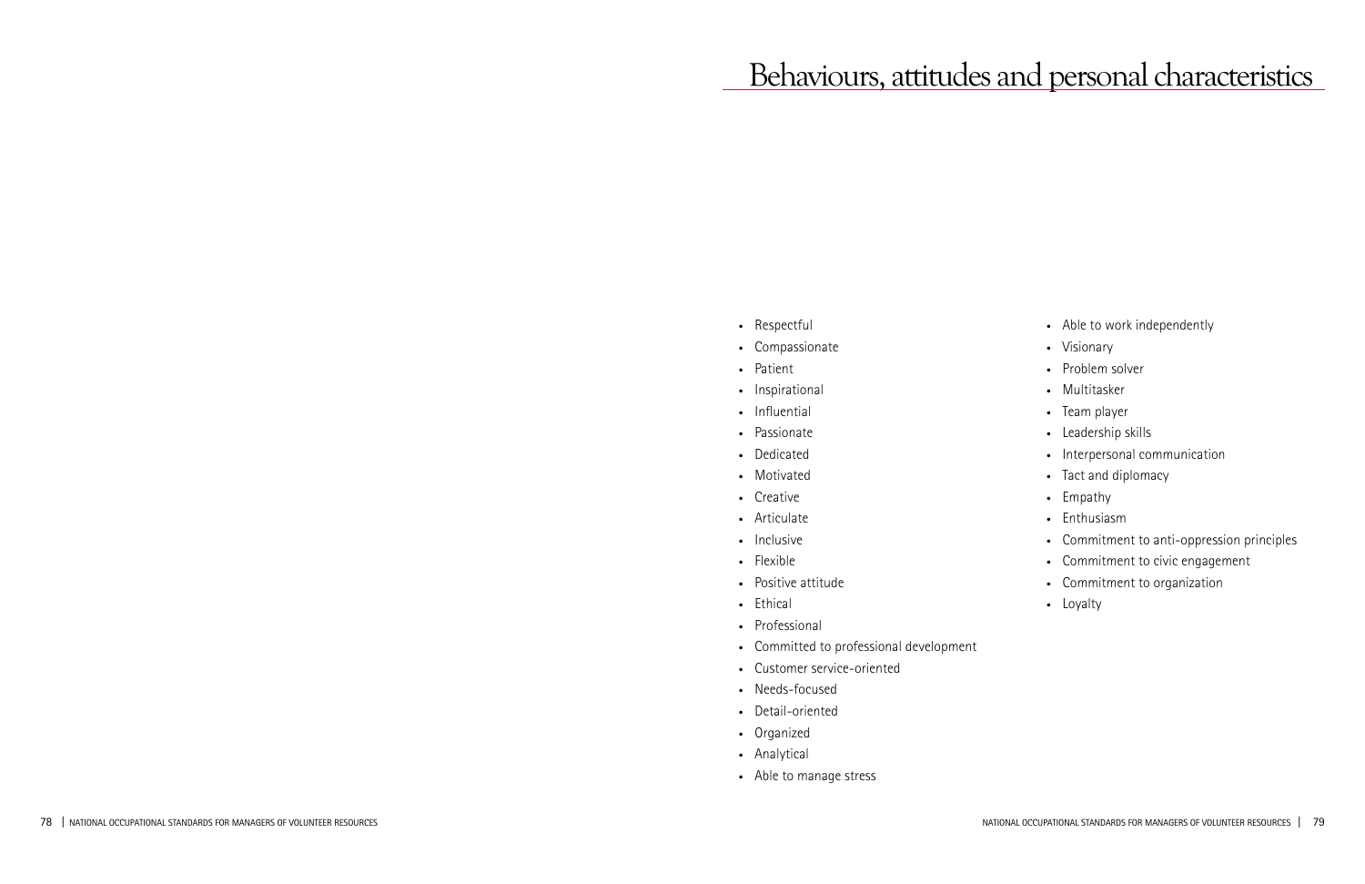# Behaviours, attitudes and personal characteristics

- Respectful
- Compassionate
- Patient
- Inspirational
- Influential
- Passionate
- Dedicated
- Motivated
- Creative
- Articulate
- Inclusive
- Flexible
- Positive attitude
- Ethical
- Professional
- Committed to professional development
- Customer service-oriented
- Needs-focused
- Detail-oriented
- Organized
- Analytical
- Able to manage stress
- Able to work independently
- Visionary
- Problem solver
- Multitasker
- Team player
- Leadership skills
- Interpersonal communication
- Tact and diplomacy
- Empathy
- Enthusiasm
- Commitment to anti-oppression principles
- Commitment to civic engagement
- Commitment to organization
- Loyalty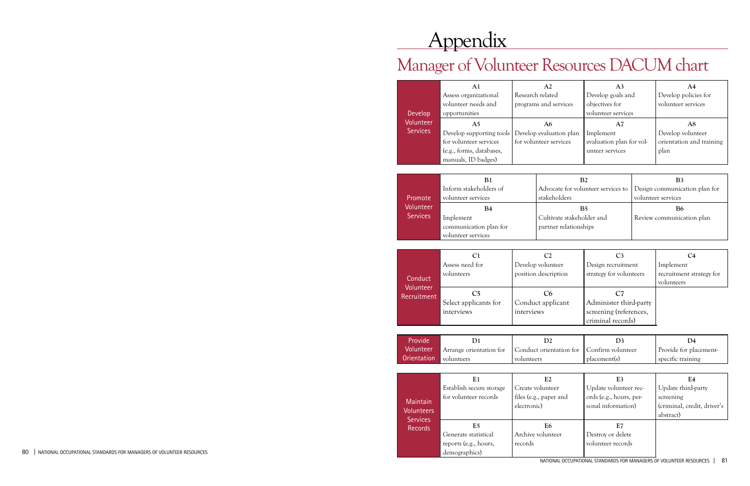# Appendix

## Manager of Volunteer Resources DACUM chart

| Develop Volunteer Services | | | | |
|---|---|---|---|---|
| | **A1** Assess organizational volunteer needs and opportunities | **A2** Research related programs and services | **A3** Develop goals and objectives for volunteer services | **A4** Develop policies for volunteer services |
| | **A5** Develop supporting tools for volunteer services (e.g., forms, databases, manuals, ID badges) | **A6** Develop evaluation plan for volunteer services | **A7** Implement evaluation plan for volunteer services | **A8** Develop volunteer orientation and training plan |

| Promote Volunteer Services | | | |
|---|---|---|---|
| | **B1** Inform stakeholders of volunteer services | **B2** Advocate for volunteer services to stakeholders | **B3** Design communication plan for volunteer services |
| | **B4** Implement communication plan for volunteer services | **B5** Cultivate stakeholder and partner relationships | **B6** Review communication plan |

| Conduct Volunteer Recruitment | | | | |
|---|---|---|---|---|
| | **C1** Assess need for volunteers | **C2** Develop volunteer position description | **C3** Design recruitment strategy for volunteers | **C4** Implement recruitment strategy for volunteers |
| | **C5** Select applicants for interviews | **C6** Conduct applicant interviews | **C7** Administer third-party screening (references, criminal records) | |

| Provide Volunteer Orientation | | | | |
|---|---|---|---|---|
| | **D1** Arrange orientation for volunteers | **D2** Conduct orientation for volunteers | **D3** Confirm volunteer placement(s) | **D4** Provide for placement-specific training |

| Maintain Volunteers Services Records | | | | |
|---|---|---|---|---|
| | **E1** Establish secure storage for volunteer records | **E2** Create volunteer files (e.g., paper and electronic) | **E3** Update volunteer records (e.g., hours, personal information) | **E4** Update third-party screening (criminal, credit, driver's abstract) |
| | **E5** Generate statistical reports (e.g., hours, demographics) | **E6** Archive volunteer records | **E7** Destroy or delete volunteer records | |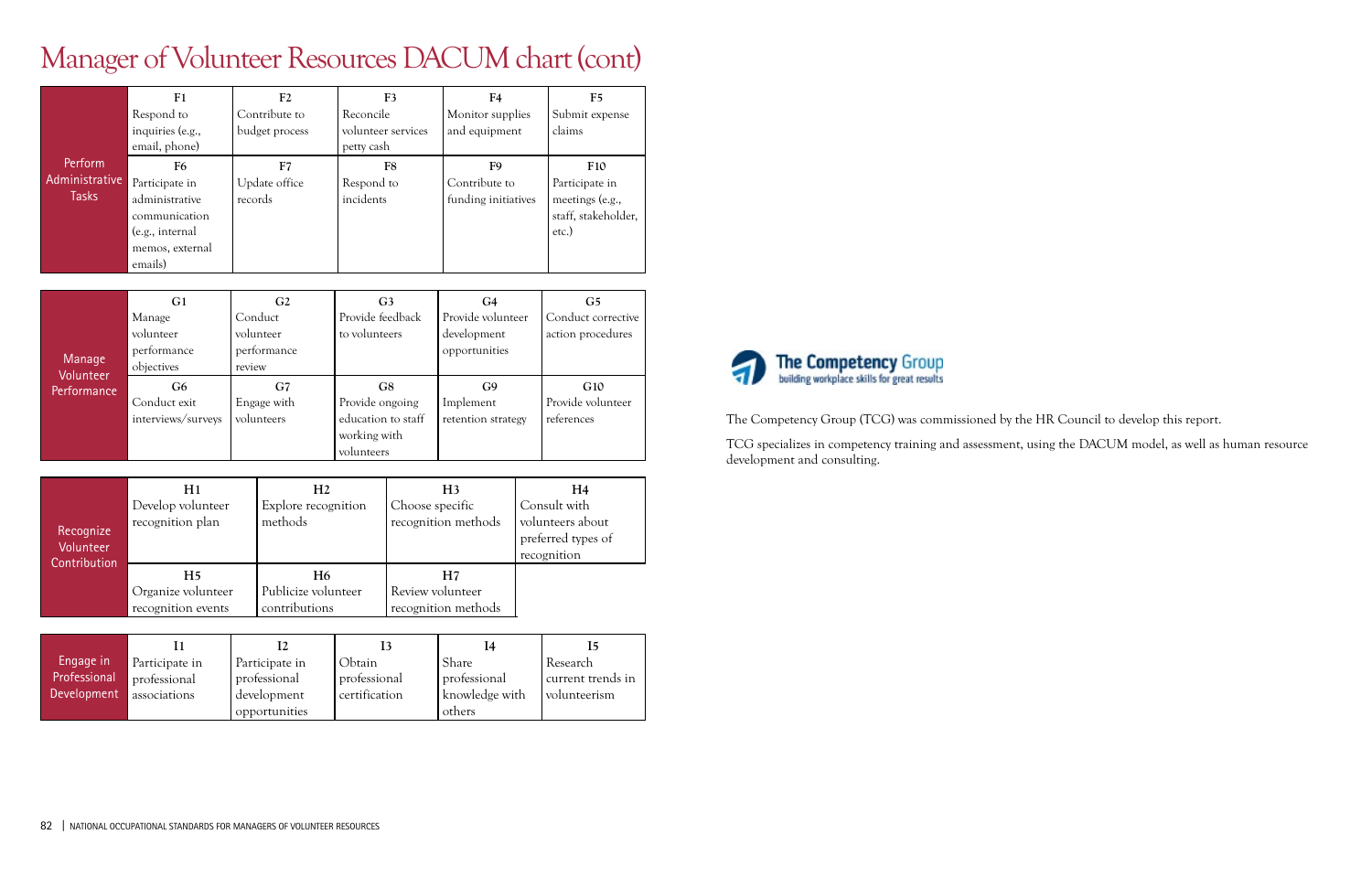# Manager of Volunteer Resources DACUM chart (cont)

| | | | | | |
|---|---|---|---|---|---|
| **Perform Administrative Tasks** | **F1** Respond to inquiries (e.g., email, phone) | **F2** Contribute to budget process | **F3** Reconcile volunteer services petty cash | **F4** Monitor supplies and equipment | **F5** Submit expense claims |
| | **F6** Participate in administrative communication (e.g., internal memos, external emails) | **F7** Update office records | **F8** Respond to incidents | **F9** Contribute to funding initiatives | **F10** Participate in meetings (e.g., staff, stakeholder, etc.) |

| | | | | | |
|---|---|---|---|---|---|
| **Manage Volunteer Performance** | **G1** Manage volunteer performance objectives | **G2** Conduct volunteer performance review | **G3** Provide feedback to volunteers | **G4** Provide volunteer development opportunities | **G5** Conduct corrective action procedures |
| | **G6** Conduct exit interviews/surveys | **G7** Engage with volunteers | **G8** Provide ongoing education to staff working with volunteers | **G9** Implement retention strategy | **G10** Provide volunteer references |

| | | | | |
|---|---|---|---|---|
| **Recognize Volunteer Contribution** | **H1** Develop volunteer recognition plan | **H2** Explore recognition methods | **H3** Choose specific recognition methods | **H4** Consult with volunteers about preferred types of recognition |
| | **H5** Organize volunteer recognition events | **H6** Publicize volunteer contributions | **H7** Review volunteer recognition methods | |

| | | | | | |
|---|---|---|---|---|---|
| **Engage in Professional Development** | **I1** Participate in professional associations | **I2** Participate in professional development opportunities | **I3** Obtain professional certification | **I4** Share professional knowledge with others | **I5** Research current trends in volunteerism |

The Competency Group
building workplace skills for great results

The Competency Group (TCG) was commissioned by the HR Council to develop this report.

TCG specializes in competency training and assessment, using the DACUM model, as well as human resource development and consulting.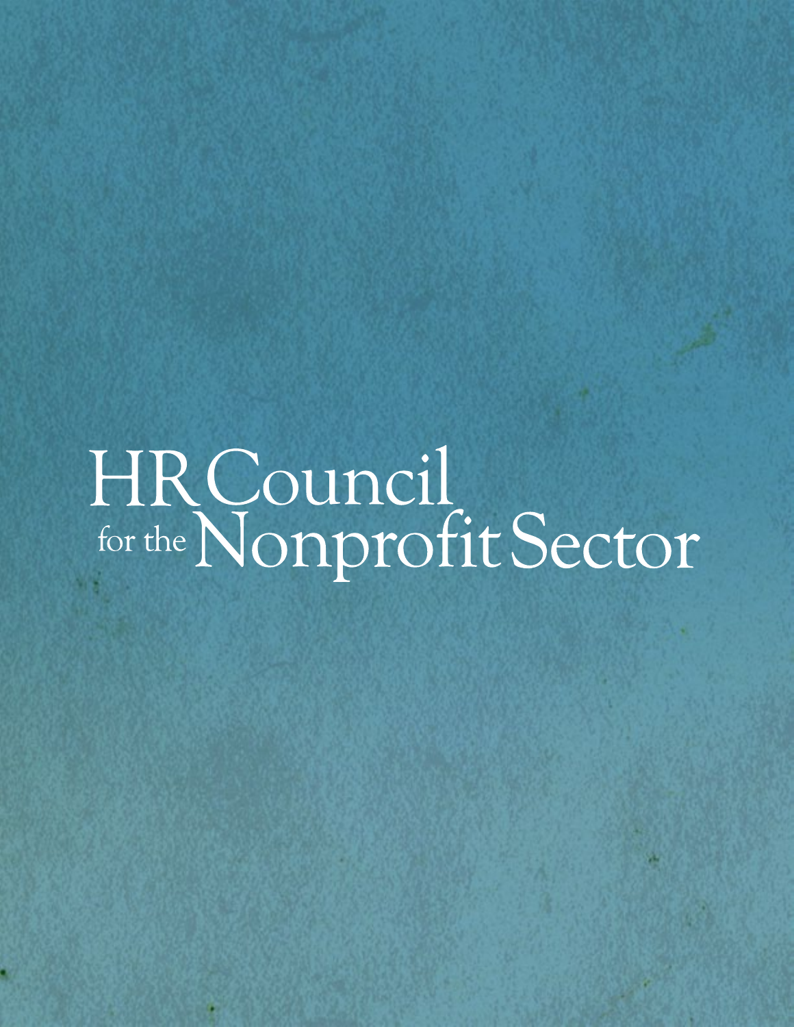HR Council for the Nonprofit Sector